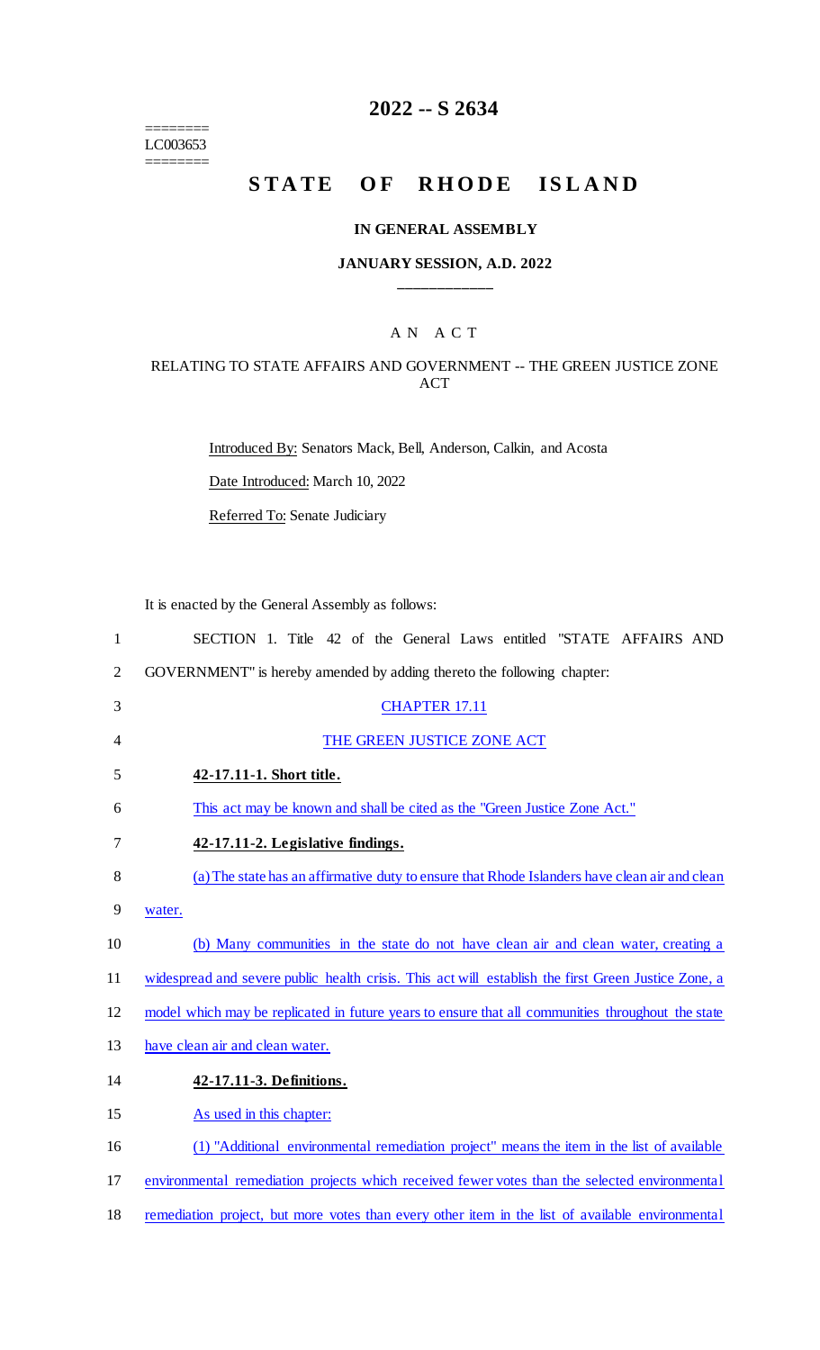# 2022 -- S 2634

========
LC003653
========

# STATE OF RHODE ISLAND

## IN GENERAL ASSEMBLY

### JANUARY SESSION, A.D. 2022

## A N A C T

### RELATING TO STATE AFFAIRS AND GOVERNMENT -- THE GREEN JUSTICE ZONE ACT

Introduced By: Senators Mack, Bell, Anderson, Calkin, and Acosta

Date Introduced: March 10, 2022

Referred To: Senate Judiciary

It is enacted by the General Assembly as follows:

SECTION 1. Title 42 of the General Laws entitled "STATE AFFAIRS AND GOVERNMENT" is hereby amended by adding thereto the following chapter:

CHAPTER 17.11

THE GREEN JUSTICE ZONE ACT

**42-17.11-1. Short title.**

This act may be known and shall be cited as the "Green Justice Zone Act."

**42-17.11-2. Legislative findings.**

(a) The state has an affirmative duty to ensure that Rhode Islanders have clean air and clean water.

(b) Many communities in the state do not have clean air and clean water, creating a widespread and severe public health crisis. This act will establish the first Green Justice Zone, a model which may be replicated in future years to ensure that all communities throughout the state have clean air and clean water.

**42-17.11-3. Definitions.**

As used in this chapter:

(1) "Additional environmental remediation project" means the item in the list of available environmental remediation projects which received fewer votes than the selected environmental remediation project, but more votes than every other item in the list of available environmental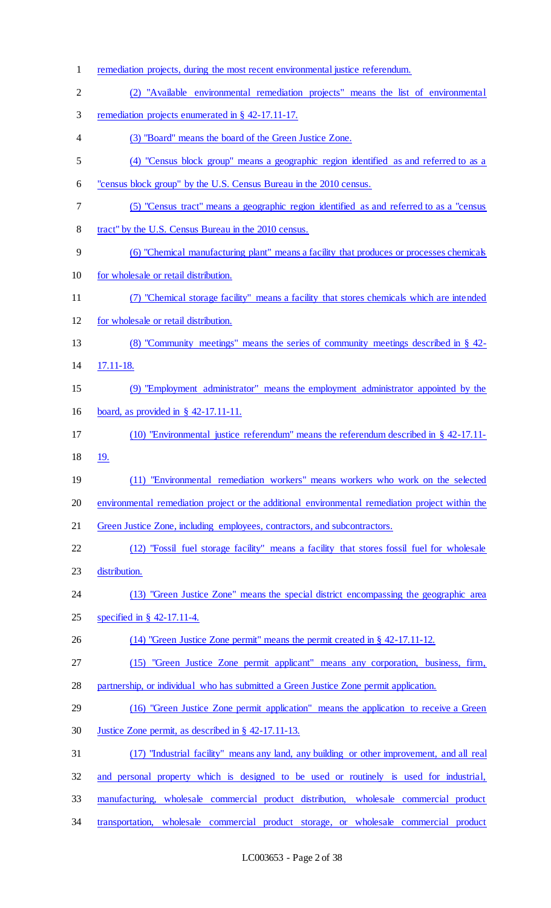remediation projects, during the most recent environmental justice referendum.

(2) "Available environmental remediation projects" means the list of environmental remediation projects enumerated in § 42-17.11-17.

(3) "Board" means the board of the Green Justice Zone.

(4) "Census block group" means a geographic region identified as and referred to as a "census block group" by the U.S. Census Bureau in the 2010 census.

(5) "Census tract" means a geographic region identified as and referred to as a "census tract" by the U.S. Census Bureau in the 2010 census.

(6) "Chemical manufacturing plant" means a facility that produces or processes chemicals for wholesale or retail distribution.

(7) "Chemical storage facility" means a facility that stores chemicals which are intended for wholesale or retail distribution.

(8) "Community meetings" means the series of community meetings described in § 42-17.11-18.

(9) "Employment administrator" means the employment administrator appointed by the board, as provided in § 42-17.11-11.

(10) "Environmental justice referendum" means the referendum described in § 42-17.11-19.

(11) "Environmental remediation workers" means workers who work on the selected environmental remediation project or the additional environmental remediation project within the Green Justice Zone, including employees, contractors, and subcontractors.

(12) "Fossil fuel storage facility" means a facility that stores fossil fuel for wholesale distribution.

(13) "Green Justice Zone" means the special district encompassing the geographic area specified in § 42-17.11-4.

(14) "Green Justice Zone permit" means the permit created in § 42-17.11-12.

(15) "Green Justice Zone permit applicant" means any corporation, business, firm, partnership, or individual who has submitted a Green Justice Zone permit application.

(16) "Green Justice Zone permit application" means the application to receive a Green Justice Zone permit, as described in § 42-17.11-13.

(17) "Industrial facility" means any land, any building or other improvement, and all real and personal property which is designed to be used or routinely is used for industrial, manufacturing, wholesale commercial product distribution, wholesale commercial product transportation, wholesale commercial product storage, or wholesale commercial product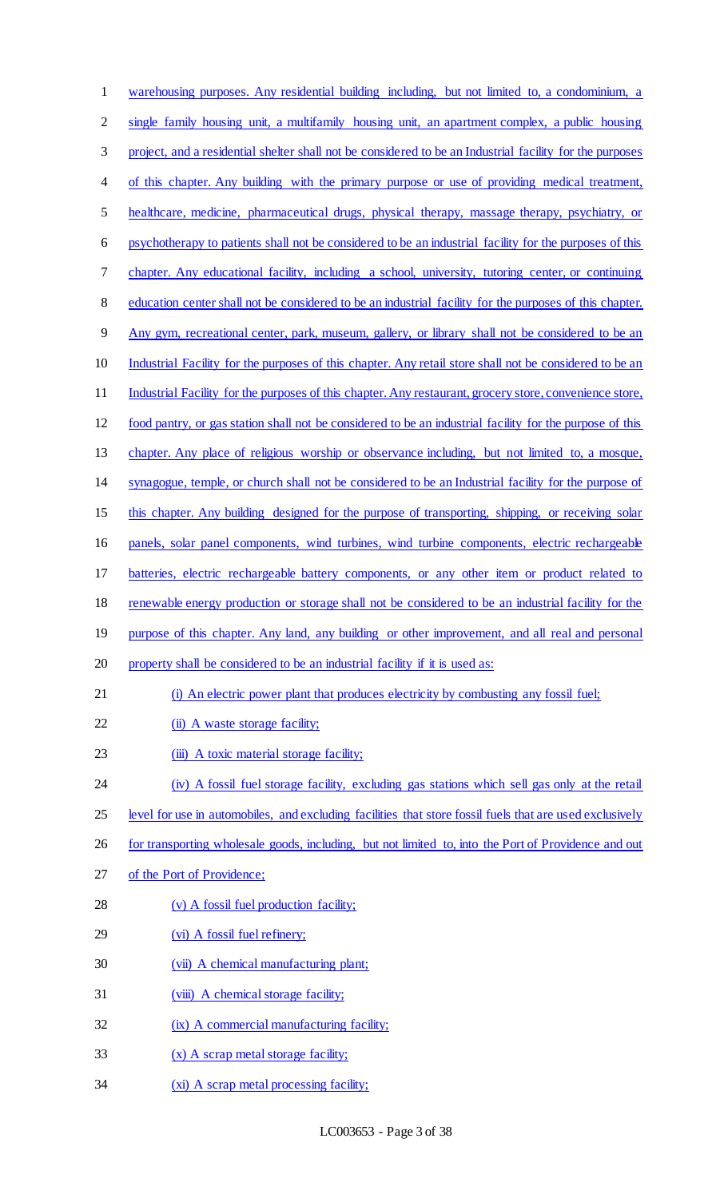warehousing purposes. Any residential building including, but not limited to, a condominium, a single family housing unit, a multifamily housing unit, an apartment complex, a public housing project, and a residential shelter shall not be considered to be an Industrial facility for the purposes of this chapter. Any building with the primary purpose or use of providing medical treatment, healthcare, medicine, pharmaceutical drugs, physical therapy, massage therapy, psychiatry, or psychotherapy to patients shall not be considered to be an industrial facility for the purposes of this chapter. Any educational facility, including a school, university, tutoring center, or continuing education center shall not be considered to be an industrial facility for the purposes of this chapter. Any gym, recreational center, park, museum, gallery, or library shall not be considered to be an Industrial Facility for the purposes of this chapter. Any retail store shall not be considered to be an Industrial Facility for the purposes of this chapter. Any restaurant, grocery store, convenience store, food pantry, or gas station shall not be considered to be an industrial facility for the purpose of this chapter. Any place of religious worship or observance including, but not limited to, a mosque, synagogue, temple, or church shall not be considered to be an Industrial facility for the purpose of this chapter. Any building designed for the purpose of transporting, shipping, or receiving solar panels, solar panel components, wind turbines, wind turbine components, electric rechargeable batteries, electric rechargeable battery components, or any other item or product related to renewable energy production or storage shall not be considered to be an industrial facility for the purpose of this chapter. Any land, any building or other improvement, and all real and personal property shall be considered to be an industrial facility if it is used as:

(i) An electric power plant that produces electricity by combusting any fossil fuel;

(ii) A waste storage facility;

(iii) A toxic material storage facility;

(iv) A fossil fuel storage facility, excluding gas stations which sell gas only at the retail level for use in automobiles, and excluding facilities that store fossil fuels that are used exclusively for transporting wholesale goods, including, but not limited to, into the Port of Providence and out of the Port of Providence;

(v) A fossil fuel production facility;

(vi) A fossil fuel refinery;

(vii) A chemical manufacturing plant;

(viii) A chemical storage facility;

(ix) A commercial manufacturing facility;

(x) A scrap metal storage facility;

(xi) A scrap metal processing facility;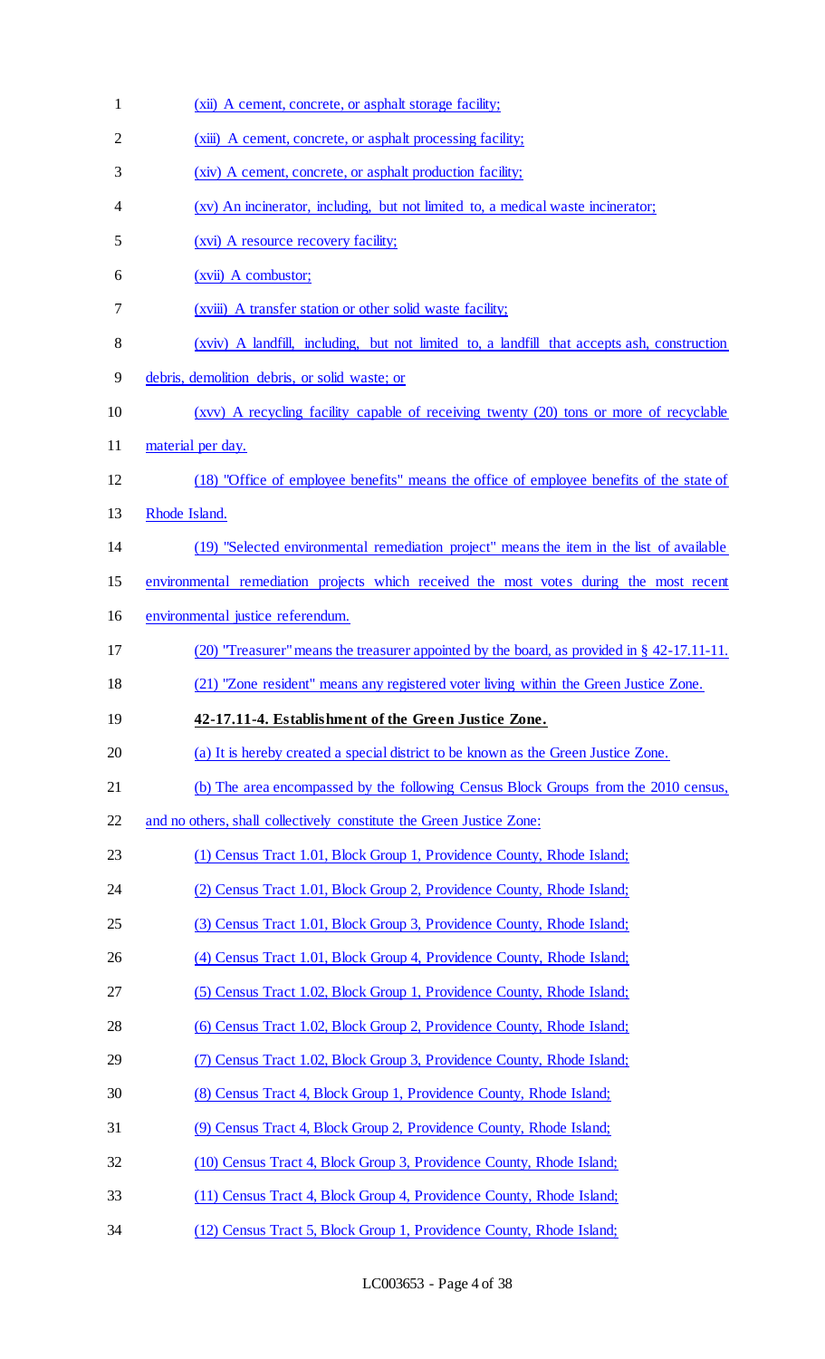(xii) A cement, concrete, or asphalt storage facility;

(xiii) A cement, concrete, or asphalt processing facility;

(xiv) A cement, concrete, or asphalt production facility;

(xv) An incinerator, including, but not limited to, a medical waste incinerator;

(xvi) A resource recovery facility;

(xvii) A combustor;

(xviii) A transfer station or other solid waste facility;

(xviv) A landfill, including, but not limited to, a landfill that accepts ash, construction debris, demolition debris, or solid waste; or

(xvv) A recycling facility capable of receiving twenty (20) tons or more of recyclable material per day.

(18) "Office of employee benefits" means the office of employee benefits of the state of Rhode Island.

(19) "Selected environmental remediation project" means the item in the list of available environmental remediation projects which received the most votes during the most recent environmental justice referendum.

(20) "Treasurer" means the treasurer appointed by the board, as provided in § 42-17.11-11.

(21) "Zone resident" means any registered voter living within the Green Justice Zone.

**42-17.11-4. Establishment of the Green Justice Zone.**

(a) It is hereby created a special district to be known as the Green Justice Zone.

(b) The area encompassed by the following Census Block Groups from the 2010 census, and no others, shall collectively constitute the Green Justice Zone:

(1) Census Tract 1.01, Block Group 1, Providence County, Rhode Island;

(2) Census Tract 1.01, Block Group 2, Providence County, Rhode Island;

(3) Census Tract 1.01, Block Group 3, Providence County, Rhode Island;

(4) Census Tract 1.01, Block Group 4, Providence County, Rhode Island;

(5) Census Tract 1.02, Block Group 1, Providence County, Rhode Island;

(6) Census Tract 1.02, Block Group 2, Providence County, Rhode Island;

(7) Census Tract 1.02, Block Group 3, Providence County, Rhode Island;

(8) Census Tract 4, Block Group 1, Providence County, Rhode Island;

(9) Census Tract 4, Block Group 2, Providence County, Rhode Island;

(10) Census Tract 4, Block Group 3, Providence County, Rhode Island;

(11) Census Tract 4, Block Group 4, Providence County, Rhode Island;

(12) Census Tract 5, Block Group 1, Providence County, Rhode Island;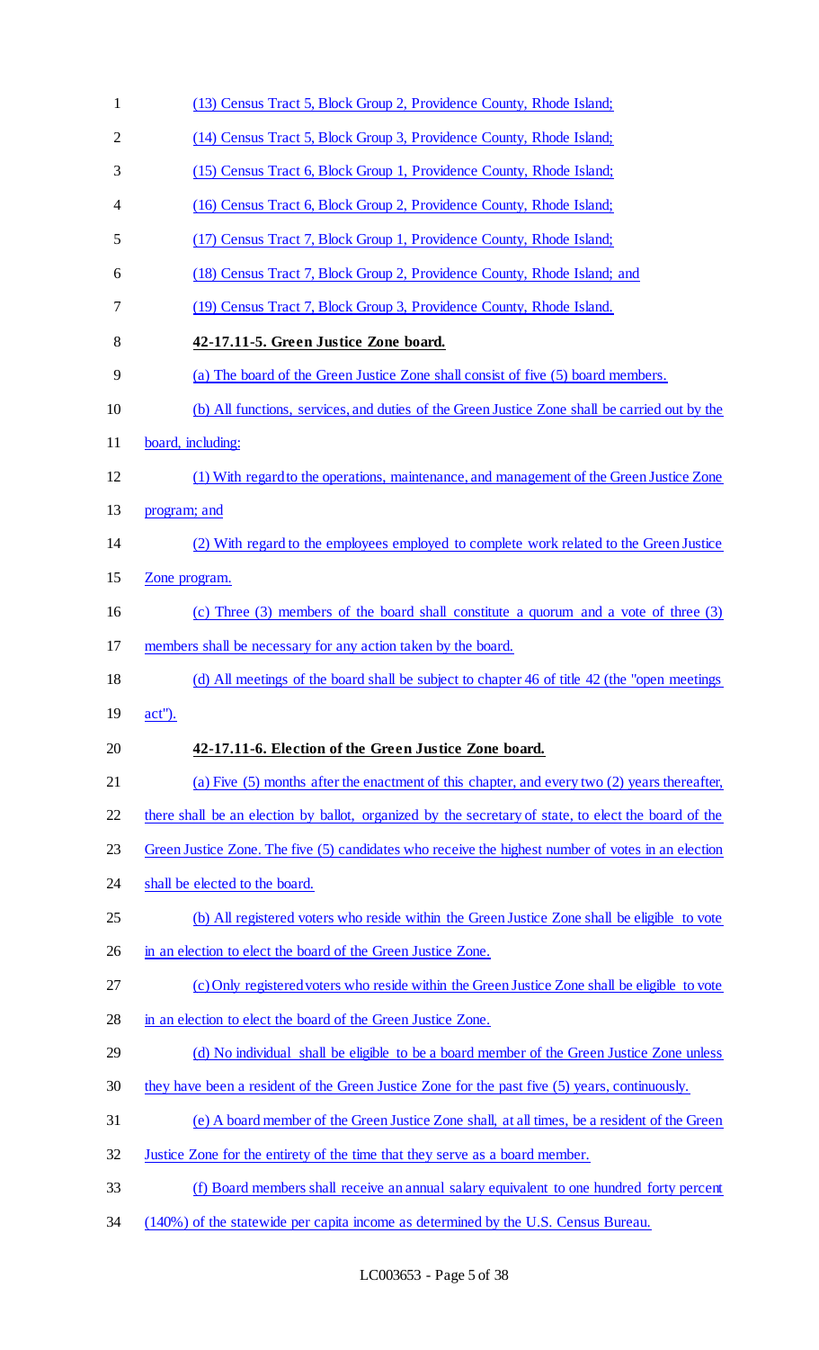(13) Census Tract 5, Block Group 2, Providence County, Rhode Island;

(14) Census Tract 5, Block Group 3, Providence County, Rhode Island;

(15) Census Tract 6, Block Group 1, Providence County, Rhode Island;

(16) Census Tract 6, Block Group 2, Providence County, Rhode Island;

(17) Census Tract 7, Block Group 1, Providence County, Rhode Island;

(18) Census Tract 7, Block Group 2, Providence County, Rhode Island; and

(19) Census Tract 7, Block Group 3, Providence County, Rhode Island.

**42-17.11-5. Green Justice Zone board.**

(a) The board of the Green Justice Zone shall consist of five (5) board members.

(b) All functions, services, and duties of the Green Justice Zone shall be carried out by the board, including:

(1) With regard to the operations, maintenance, and management of the Green Justice Zone program; and

(2) With regard to the employees employed to complete work related to the Green Justice Zone program.

(c) Three (3) members of the board shall constitute a quorum and a vote of three (3) members shall be necessary for any action taken by the board.

(d) All meetings of the board shall be subject to chapter 46 of title 42 (the "open meetings act").

**42-17.11-6. Election of the Green Justice Zone board.**

(a) Five (5) months after the enactment of this chapter, and every two (2) years thereafter, there shall be an election by ballot, organized by the secretary of state, to elect the board of the Green Justice Zone. The five (5) candidates who receive the highest number of votes in an election shall be elected to the board.

(b) All registered voters who reside within the Green Justice Zone shall be eligible to vote in an election to elect the board of the Green Justice Zone.

(c) Only registered voters who reside within the Green Justice Zone shall be eligible to vote in an election to elect the board of the Green Justice Zone.

(d) No individual shall be eligible to be a board member of the Green Justice Zone unless they have been a resident of the Green Justice Zone for the past five (5) years, continuously.

(e) A board member of the Green Justice Zone shall, at all times, be a resident of the Green Justice Zone for the entirety of the time that they serve as a board member.

(f) Board members shall receive an annual salary equivalent to one hundred forty percent (140%) of the statewide per capita income as determined by the U.S. Census Bureau.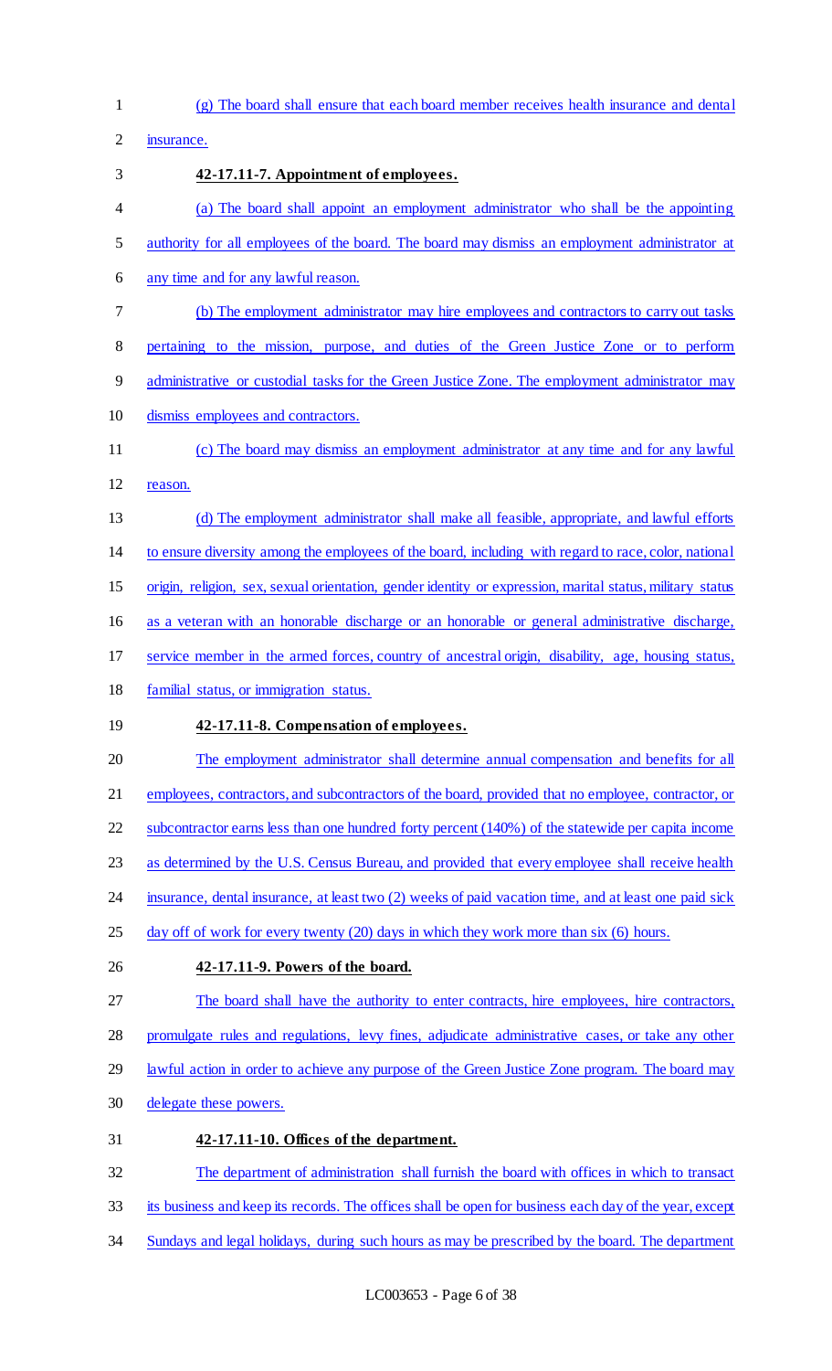(g) The board shall ensure that each board member receives health insurance and dental insurance.

**42-17.11-7. Appointment of employees.**

(a) The board shall appoint an employment administrator who shall be the appointing authority for all employees of the board. The board may dismiss an employment administrator at any time and for any lawful reason.

(b) The employment administrator may hire employees and contractors to carry out tasks pertaining to the mission, purpose, and duties of the Green Justice Zone or to perform administrative or custodial tasks for the Green Justice Zone. The employment administrator may dismiss employees and contractors.

(c) The board may dismiss an employment administrator at any time and for any lawful reason.

(d) The employment administrator shall make all feasible, appropriate, and lawful efforts to ensure diversity among the employees of the board, including with regard to race, color, national origin, religion, sex, sexual orientation, gender identity or expression, marital status, military status as a veteran with an honorable discharge or an honorable or general administrative discharge, service member in the armed forces, country of ancestral origin, disability, age, housing status, familial status, or immigration status.

**42-17.11-8. Compensation of employees.**

The employment administrator shall determine annual compensation and benefits for all employees, contractors, and subcontractors of the board, provided that no employee, contractor, or subcontractor earns less than one hundred forty percent (140%) of the statewide per capita income as determined by the U.S. Census Bureau, and provided that every employee shall receive health insurance, dental insurance, at least two (2) weeks of paid vacation time, and at least one paid sick day off of work for every twenty (20) days in which they work more than six (6) hours.

**42-17.11-9. Powers of the board.**

The board shall have the authority to enter contracts, hire employees, hire contractors, promulgate rules and regulations, levy fines, adjudicate administrative cases, or take any other lawful action in order to achieve any purpose of the Green Justice Zone program. The board may delegate these powers.

**42-17.11-10. Offices of the department.**

The department of administration shall furnish the board with offices in which to transact its business and keep its records. The offices shall be open for business each day of the year, except Sundays and legal holidays, during such hours as may be prescribed by the board. The department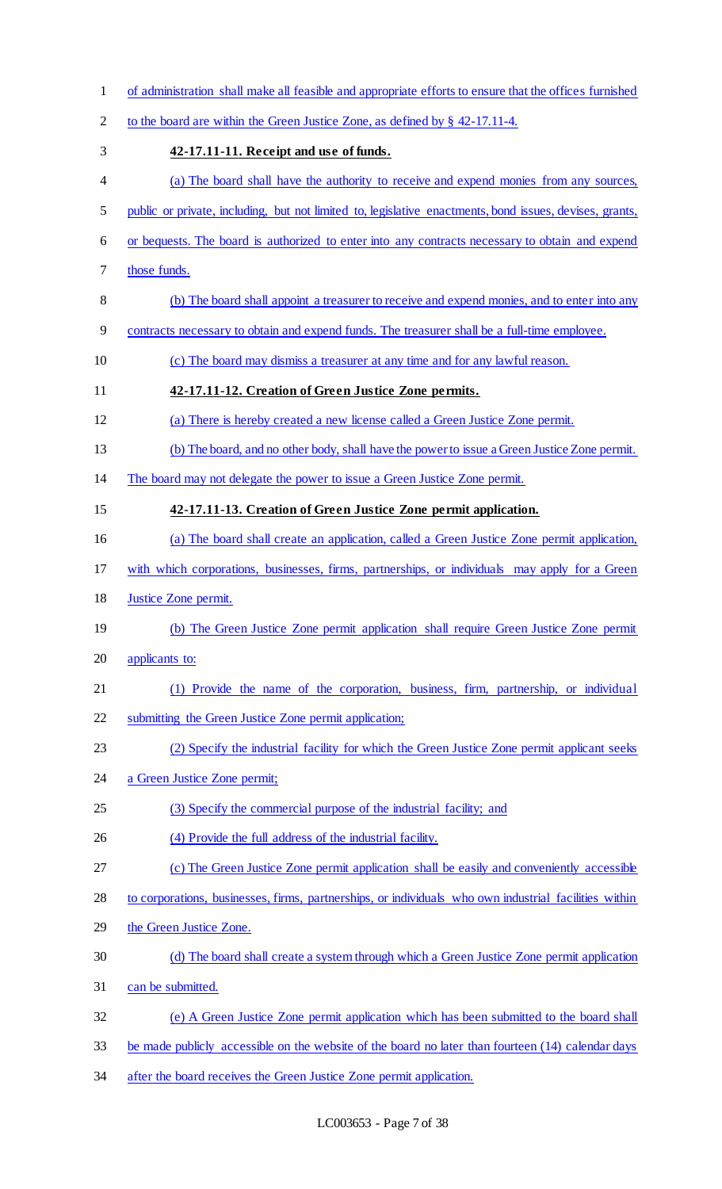of administration shall make all feasible and appropriate efforts to ensure that the offices furnished to the board are within the Green Justice Zone, as defined by § 42-17.11-4.

**42-17.11-11. Receipt and use of funds.**

(a) The board shall have the authority to receive and expend monies from any sources, public or private, including, but not limited to, legislative enactments, bond issues, devises, grants, or bequests. The board is authorized to enter into any contracts necessary to obtain and expend those funds.

(b) The board shall appoint a treasurer to receive and expend monies, and to enter into any contracts necessary to obtain and expend funds. The treasurer shall be a full-time employee.

(c) The board may dismiss a treasurer at any time and for any lawful reason.

**42-17.11-12. Creation of Green Justice Zone permits.**

(a) There is hereby created a new license called a Green Justice Zone permit.

(b) The board, and no other body, shall have the power to issue a Green Justice Zone permit. The board may not delegate the power to issue a Green Justice Zone permit.

**42-17.11-13. Creation of Green Justice Zone permit application.**

(a) The board shall create an application, called a Green Justice Zone permit application, with which corporations, businesses, firms, partnerships, or individuals may apply for a Green Justice Zone permit.

(b) The Green Justice Zone permit application shall require Green Justice Zone permit applicants to:

(1) Provide the name of the corporation, business, firm, partnership, or individual submitting the Green Justice Zone permit application;

(2) Specify the industrial facility for which the Green Justice Zone permit applicant seeks a Green Justice Zone permit;

(3) Specify the commercial purpose of the industrial facility; and

(4) Provide the full address of the industrial facility.

(c) The Green Justice Zone permit application shall be easily and conveniently accessible to corporations, businesses, firms, partnerships, or individuals who own industrial facilities within the Green Justice Zone.

(d) The board shall create a system through which a Green Justice Zone permit application can be submitted.

(e) A Green Justice Zone permit application which has been submitted to the board shall be made publicly accessible on the website of the board no later than fourteen (14) calendar days after the board receives the Green Justice Zone permit application.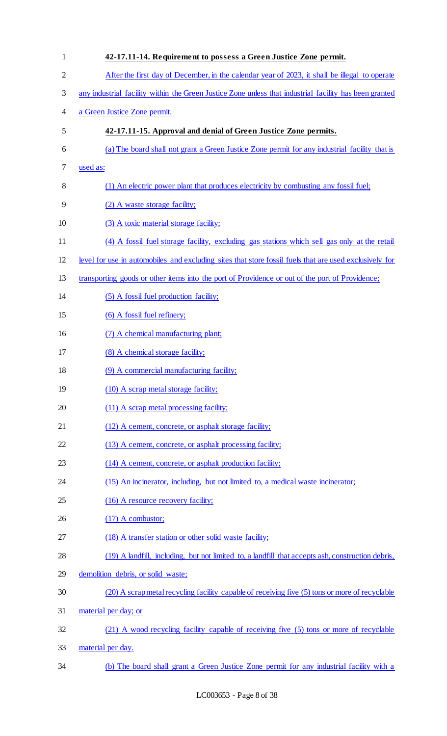**42-17.11-14. Requirement to possess a Green Justice Zone permit.**

After the first day of December, in the calendar year of 2023, it shall be illegal to operate any industrial facility within the Green Justice Zone unless that industrial facility has been granted a Green Justice Zone permit.

**42-17.11-15. Approval and denial of Green Justice Zone permits.**

(a) The board shall not grant a Green Justice Zone permit for any industrial facility that is used as:

(1) An electric power plant that produces electricity by combusting any fossil fuel;

(2) A waste storage facility;

(3) A toxic material storage facility;

(4) A fossil fuel storage facility, excluding gas stations which sell gas only at the retail level for use in automobiles and excluding sites that store fossil fuels that are used exclusively for transporting goods or other items into the port of Providence or out of the port of Providence;

(5) A fossil fuel production facility;

(6) A fossil fuel refinery;

(7) A chemical manufacturing plant;

(8) A chemical storage facility;

(9) A commercial manufacturing facility;

(10) A scrap metal storage facility;

(11) A scrap metal processing facility;

(12) A cement, concrete, or asphalt storage facility;

(13) A cement, concrete, or asphalt processing facility;

(14) A cement, concrete, or asphalt production facility;

(15) An incinerator, including, but not limited to, a medical waste incinerator;

(16) A resource recovery facility;

(17) A combustor;

(18) A transfer station or other solid waste facility;

(19) A landfill, including, but not limited to, a landfill that accepts ash, construction debris, demolition debris, or solid waste;

(20) A scrap metal recycling facility capable of receiving five (5) tons or more of recyclable material per day; or

(21) A wood recycling facility capable of receiving five (5) tons or more of recyclable material per day.

(b) The board shall grant a Green Justice Zone permit for any industrial facility with a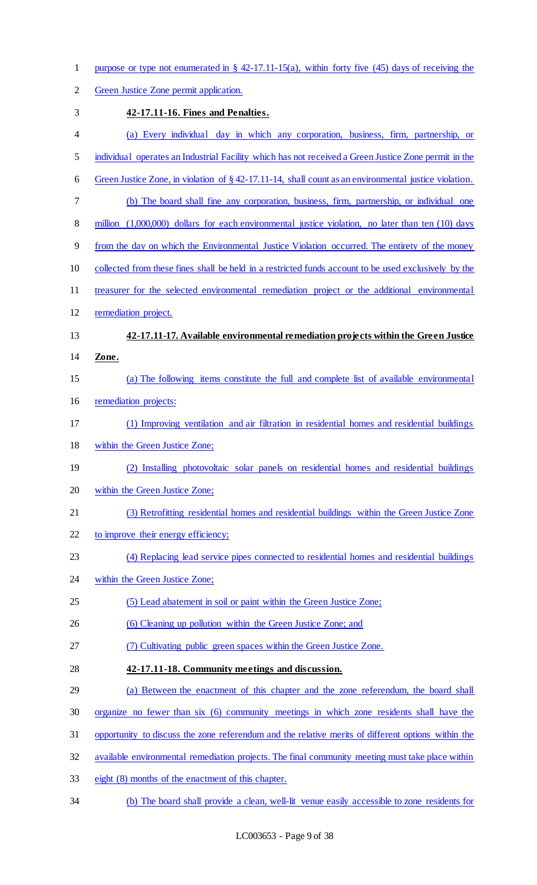purpose or type not enumerated in § 42-17.11-15(a), within forty five (45) days of receiving the Green Justice Zone permit application.

**42-17.11-16. Fines and Penalties.**

(a) Every individual day in which any corporation, business, firm, partnership, or individual operates an Industrial Facility which has not received a Green Justice Zone permit in the Green Justice Zone, in violation of § 42-17.11-14, shall count as an environmental justice violation.

(b) The board shall fine any corporation, business, firm, partnership, or individual one million (1,000,000) dollars for each environmental justice violation, no later than ten (10) days from the day on which the Environmental Justice Violation occurred. The entirety of the money collected from these fines shall be held in a restricted funds account to be used exclusively by the treasurer for the selected environmental remediation project or the additional environmental remediation project.

**42-17.11-17. Available environmental remediation projects within the Green Justice Zone.**

(a) The following items constitute the full and complete list of available environmental remediation projects:

(1) Improving ventilation and air filtration in residential homes and residential buildings within the Green Justice Zone;

(2) Installing photovoltaic solar panels on residential homes and residential buildings within the Green Justice Zone;

(3) Retrofitting residential homes and residential buildings within the Green Justice Zone to improve their energy efficiency;

(4) Replacing lead service pipes connected to residential homes and residential buildings within the Green Justice Zone;

(5) Lead abatement in soil or paint within the Green Justice Zone;

(6) Cleaning up pollution within the Green Justice Zone; and

(7) Cultivating public green spaces within the Green Justice Zone.

**42-17.11-18. Community meetings and discussion.**

(a) Between the enactment of this chapter and the zone referendum, the board shall organize no fewer than six (6) community meetings in which zone residents shall have the opportunity to discuss the zone referendum and the relative merits of different options within the available environmental remediation projects. The final community meeting must take place within eight (8) months of the enactment of this chapter.

(b) The board shall provide a clean, well-lit venue easily accessible to zone residents for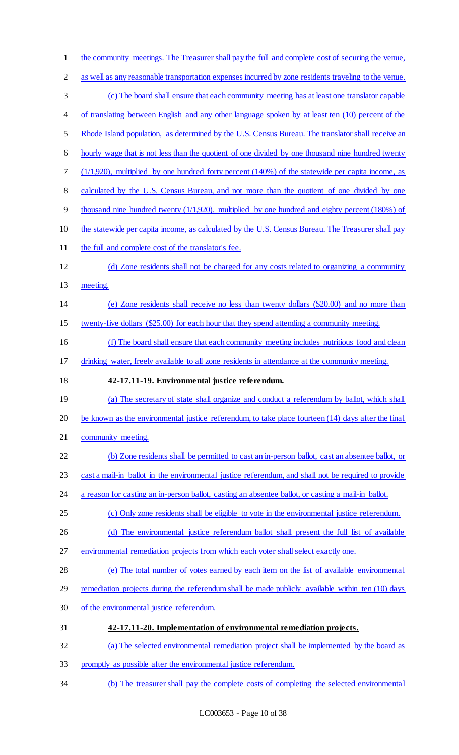the community meetings. The Treasurer shall pay the full and complete cost of securing the venue, as well as any reasonable transportation expenses incurred by zone residents traveling to the venue.

(c) The board shall ensure that each community meeting has at least one translator capable of translating between English and any other language spoken by at least ten (10) percent of the Rhode Island population, as determined by the U.S. Census Bureau. The translator shall receive an hourly wage that is not less than the quotient of one divided by one thousand nine hundred twenty (1/1,920), multiplied by one hundred forty percent (140%) of the statewide per capita income, as calculated by the U.S. Census Bureau, and not more than the quotient of one divided by one thousand nine hundred twenty (1/1,920), multiplied by one hundred and eighty percent (180%) of the statewide per capita income, as calculated by the U.S. Census Bureau. The Treasurer shall pay the full and complete cost of the translator's fee.

(d) Zone residents shall not be charged for any costs related to organizing a community meeting.

(e) Zone residents shall receive no less than twenty dollars ($20.00) and no more than twenty-five dollars ($25.00) for each hour that they spend attending a community meeting.

(f) The board shall ensure that each community meeting includes nutritious food and clean drinking water, freely available to all zone residents in attendance at the community meeting.

**42-17.11-19. Environmental justice referendum.**

(a) The secretary of state shall organize and conduct a referendum by ballot, which shall be known as the environmental justice referendum, to take place fourteen (14) days after the final community meeting.

(b) Zone residents shall be permitted to cast an in-person ballot, cast an absentee ballot, or cast a mail-in ballot in the environmental justice referendum, and shall not be required to provide a reason for casting an in-person ballot, casting an absentee ballot, or casting a mail-in ballot.

(c) Only zone residents shall be eligible to vote in the environmental justice referendum.

(d) The environmental justice referendum ballot shall present the full list of available environmental remediation projects from which each voter shall select exactly one.

(e) The total number of votes earned by each item on the list of available environmental remediation projects during the referendum shall be made publicly available within ten (10) days of the environmental justice referendum.

**42-17.11-20. Implementation of environmental remediation projects.**

(a) The selected environmental remediation project shall be implemented by the board as promptly as possible after the environmental justice referendum.

(b) The treasurer shall pay the complete costs of completing the selected environmental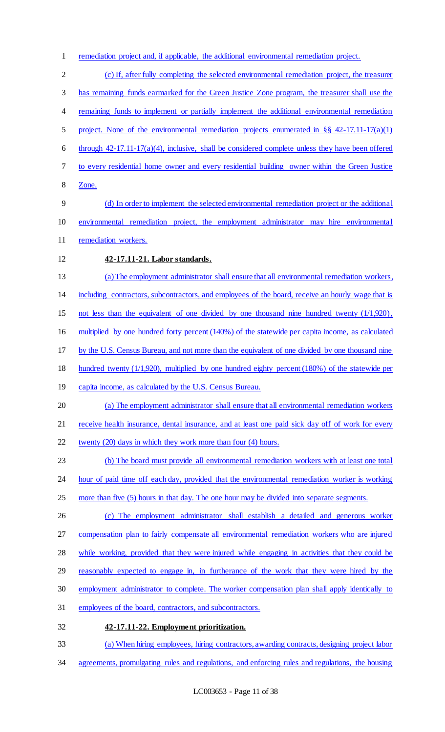remediation project and, if applicable, the additional environmental remediation project.

(c) If, after fully completing the selected environmental remediation project, the treasurer has remaining funds earmarked for the Green Justice Zone program, the treasurer shall use the remaining funds to implement or partially implement the additional environmental remediation project. None of the environmental remediation projects enumerated in §§ 42-17.11-17(a)(1) through 42-17.11-17(a)(4), inclusive, shall be considered complete unless they have been offered to every residential home owner and every residential building owner within the Green Justice Zone.

(d) In order to implement the selected environmental remediation project or the additional environmental remediation project, the employment administrator may hire environmental remediation workers.

**42-17.11-21. Labor standards.**

(a) The employment administrator shall ensure that all environmental remediation workers, including contractors, subcontractors, and employees of the board, receive an hourly wage that is not less than the equivalent of one divided by one thousand nine hundred twenty (1/1,920), multiplied by one hundred forty percent (140%) of the statewide per capita income, as calculated by the U.S. Census Bureau, and not more than the equivalent of one divided by one thousand nine hundred twenty (1/1,920), multiplied by one hundred eighty percent (180%) of the statewide per capita income, as calculated by the U.S. Census Bureau.

(a) The employment administrator shall ensure that all environmental remediation workers receive health insurance, dental insurance, and at least one paid sick day off of work for every twenty (20) days in which they work more than four (4) hours.

(b) The board must provide all environmental remediation workers with at least one total hour of paid time off each day, provided that the environmental remediation worker is working more than five (5) hours in that day. The one hour may be divided into separate segments.

(c) The employment administrator shall establish a detailed and generous worker compensation plan to fairly compensate all environmental remediation workers who are injured while working, provided that they were injured while engaging in activities that they could be reasonably expected to engage in, in furtherance of the work that they were hired by the employment administrator to complete. The worker compensation plan shall apply identically to employees of the board, contractors, and subcontractors.

**42-17.11-22. Employment prioritization.**

(a) When hiring employees, hiring contractors, awarding contracts, designing project labor agreements, promulgating rules and regulations, and enforcing rules and regulations, the housing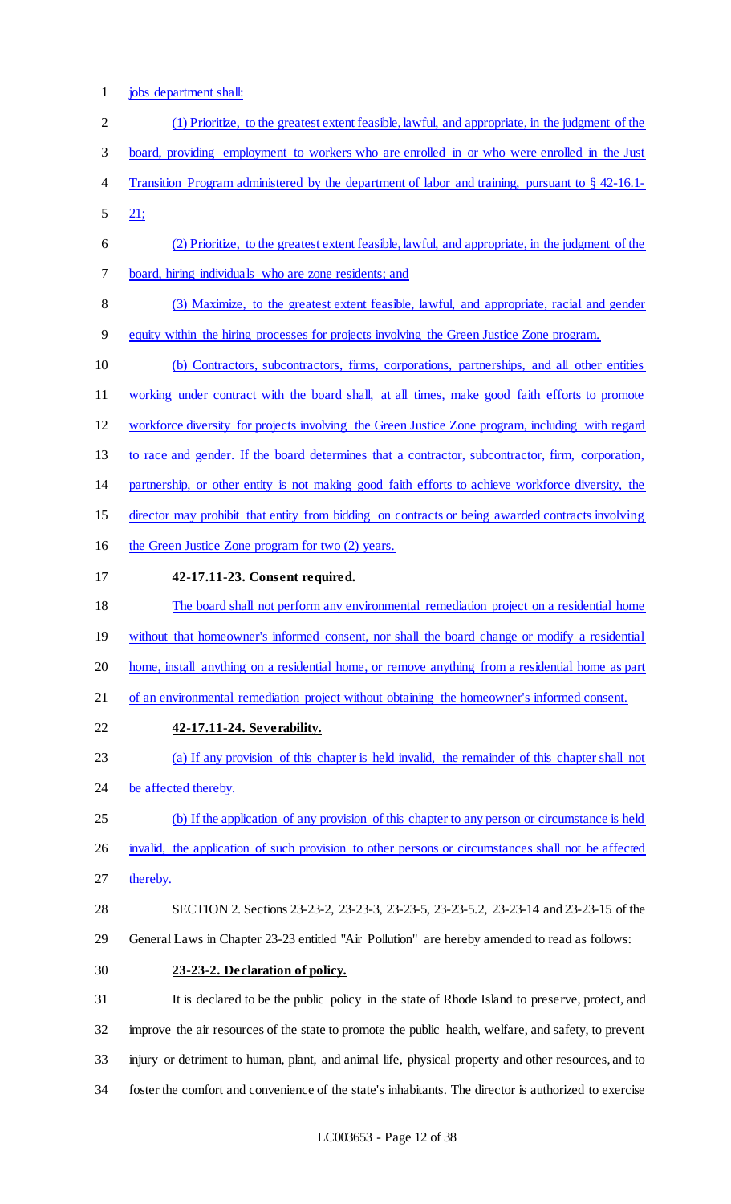jobs department shall:

(1) Prioritize, to the greatest extent feasible, lawful, and appropriate, in the judgment of the board, providing employment to workers who are enrolled in or who were enrolled in the Just Transition Program administered by the department of labor and training, pursuant to § 42-16.1-21;

(2) Prioritize, to the greatest extent feasible, lawful, and appropriate, in the judgment of the board, hiring individuals who are zone residents; and

(3) Maximize, to the greatest extent feasible, lawful, and appropriate, racial and gender equity within the hiring processes for projects involving the Green Justice Zone program.

(b) Contractors, subcontractors, firms, corporations, partnerships, and all other entities working under contract with the board shall, at all times, make good faith efforts to promote workforce diversity for projects involving the Green Justice Zone program, including with regard to race and gender. If the board determines that a contractor, subcontractor, firm, corporation, partnership, or other entity is not making good faith efforts to achieve workforce diversity, the director may prohibit that entity from bidding on contracts or being awarded contracts involving the Green Justice Zone program for two (2) years.

**42-17.11-23. Consent required.**

The board shall not perform any environmental remediation project on a residential home without that homeowner's informed consent, nor shall the board change or modify a residential home, install anything on a residential home, or remove anything from a residential home as part of an environmental remediation project without obtaining the homeowner's informed consent.

**42-17.11-24. Severability.**

(a) If any provision of this chapter is held invalid, the remainder of this chapter shall not be affected thereby.

(b) If the application of any provision of this chapter to any person or circumstance is held invalid, the application of such provision to other persons or circumstances shall not be affected thereby.

SECTION 2. Sections 23-23-2, 23-23-3, 23-23-5, 23-23-5.2, 23-23-14 and 23-23-15 of the General Laws in Chapter 23-23 entitled "Air Pollution" are hereby amended to read as follows:

**23-23-2. Declaration of policy.**

It is declared to be the public policy in the state of Rhode Island to preserve, protect, and improve the air resources of the state to promote the public health, welfare, and safety, to prevent injury or detriment to human, plant, and animal life, physical property and other resources, and to foster the comfort and convenience of the state's inhabitants. The director is authorized to exercise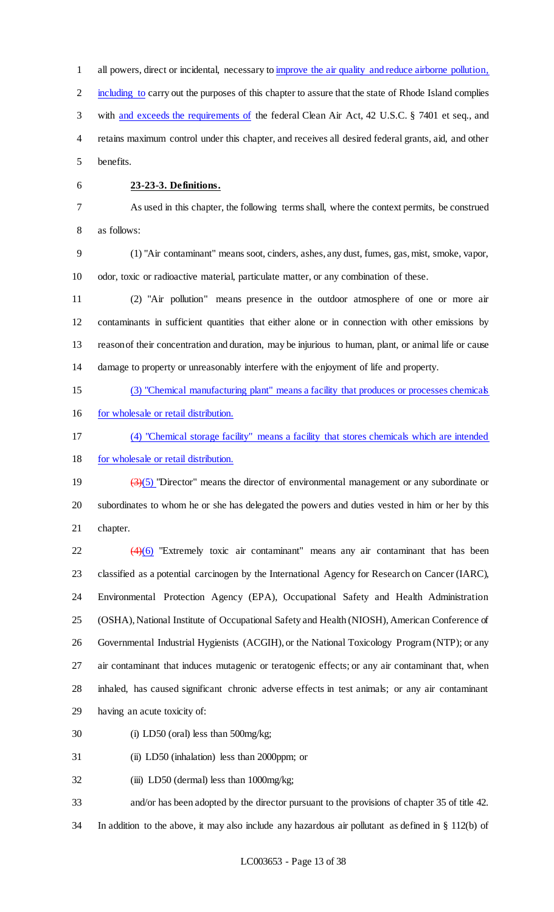all powers, direct or incidental, necessary to improve the air quality and reduce airborne pollution, including to carry out the purposes of this chapter to assure that the state of Rhode Island complies with and exceeds the requirements of the federal Clean Air Act, 42 U.S.C. § 7401 et seq., and retains maximum control under this chapter, and receives all desired federal grants, aid, and other benefits.

**23-23-3. Definitions.**

As used in this chapter, the following terms shall, where the context permits, be construed as follows:

(1) "Air contaminant" means soot, cinders, ashes, any dust, fumes, gas, mist, smoke, vapor, odor, toxic or radioactive material, particulate matter, or any combination of these.

(2) "Air pollution" means presence in the outdoor atmosphere of one or more air contaminants in sufficient quantities that either alone or in connection with other emissions by reason of their concentration and duration, may be injurious to human, plant, or animal life or cause damage to property or unreasonably interfere with the enjoyment of life and property.

(3) "Chemical manufacturing plant" means a facility that produces or processes chemicals for wholesale or retail distribution.

(4) "Chemical storage facility" means a facility that stores chemicals which are intended for wholesale or retail distribution.

~~(3)~~(5) "Director" means the director of environmental management or any subordinate or subordinates to whom he or she has delegated the powers and duties vested in him or her by this chapter.

~~(4)~~(6) "Extremely toxic air contaminant" means any air contaminant that has been classified as a potential carcinogen by the International Agency for Research on Cancer (IARC), Environmental Protection Agency (EPA), Occupational Safety and Health Administration (OSHA), National Institute of Occupational Safety and Health (NIOSH), American Conference of Governmental Industrial Hygienists (ACGIH), or the National Toxicology Program (NTP); or any air contaminant that induces mutagenic or teratogenic effects; or any air contaminant that, when inhaled, has caused significant chronic adverse effects in test animals; or any air contaminant having an acute toxicity of:

(i) LD50 (oral) less than 500mg/kg;

(ii) LD50 (inhalation) less than 2000ppm; or

(iii) LD50 (dermal) less than 1000mg/kg;

and/or has been adopted by the director pursuant to the provisions of chapter 35 of title 42. In addition to the above, it may also include any hazardous air pollutant as defined in § 112(b) of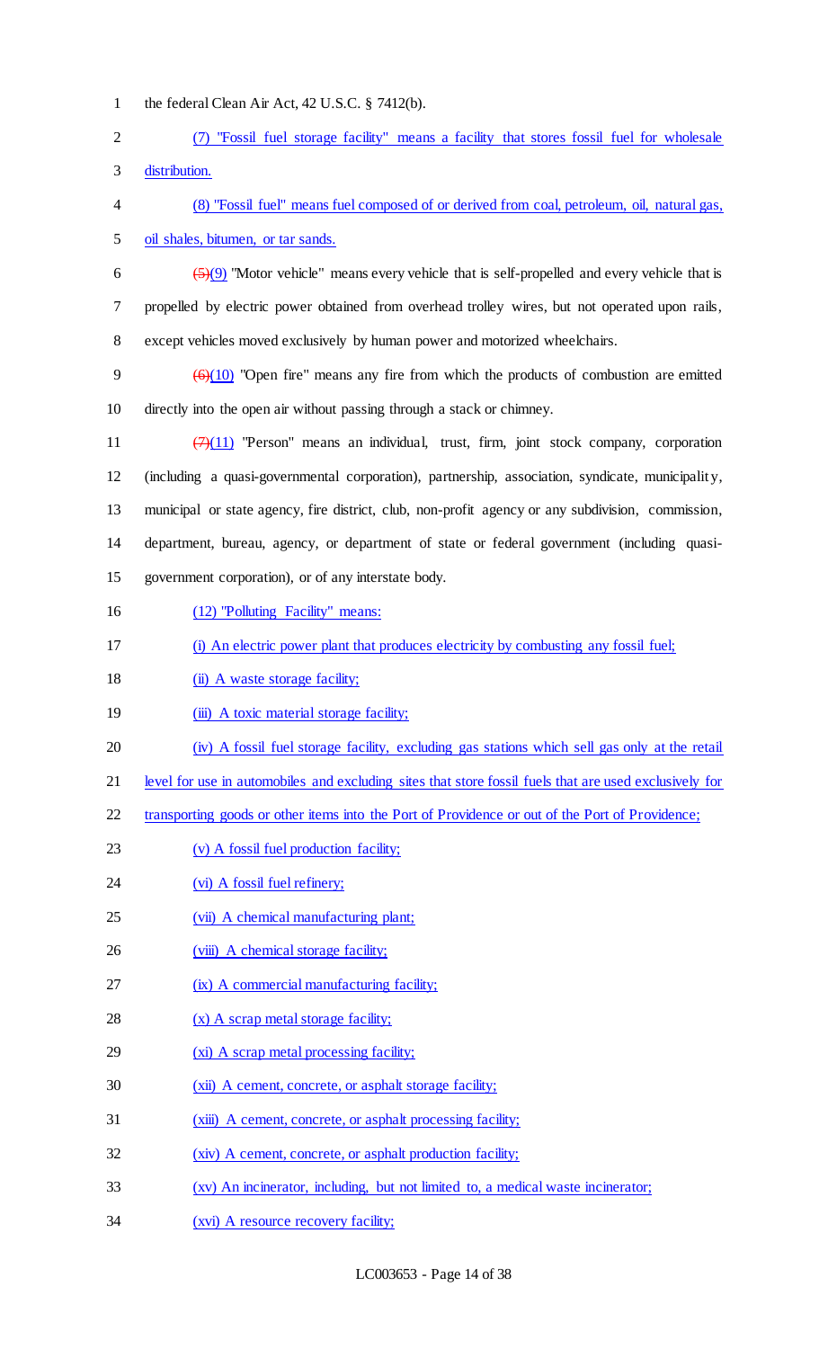the federal Clean Air Act, 42 U.S.C. § 7412(b).

(7) "Fossil fuel storage facility" means a facility that stores fossil fuel for wholesale distribution.

(8) "Fossil fuel" means fuel composed of or derived from coal, petroleum, oil, natural gas, oil shales, bitumen, or tar sands.

~~(5)~~(9) "Motor vehicle" means every vehicle that is self-propelled and every vehicle that is propelled by electric power obtained from overhead trolley wires, but not operated upon rails, except vehicles moved exclusively by human power and motorized wheelchairs.

~~(6)~~(10) "Open fire" means any fire from which the products of combustion are emitted directly into the open air without passing through a stack or chimney.

~~(7)~~(11) "Person" means an individual, trust, firm, joint stock company, corporation (including a quasi-governmental corporation), partnership, association, syndicate, municipality, municipal or state agency, fire district, club, non-profit agency or any subdivision, commission, department, bureau, agency, or department of state or federal government (including quasi-government corporation), or of any interstate body.

(12) "Polluting Facility" means:

(i) An electric power plant that produces electricity by combusting any fossil fuel;

(ii) A waste storage facility;

(iii) A toxic material storage facility;

(iv) A fossil fuel storage facility, excluding gas stations which sell gas only at the retail level for use in automobiles and excluding sites that store fossil fuels that are used exclusively for transporting goods or other items into the Port of Providence or out of the Port of Providence;

(v) A fossil fuel production facility;

(vi) A fossil fuel refinery;

(vii) A chemical manufacturing plant;

(viii) A chemical storage facility;

(ix) A commercial manufacturing facility;

(x) A scrap metal storage facility;

(xi) A scrap metal processing facility;

(xii) A cement, concrete, or asphalt storage facility;

(xiii) A cement, concrete, or asphalt processing facility;

(xiv) A cement, concrete, or asphalt production facility;

(xv) An incinerator, including, but not limited to, a medical waste incinerator;

(xvi) A resource recovery facility;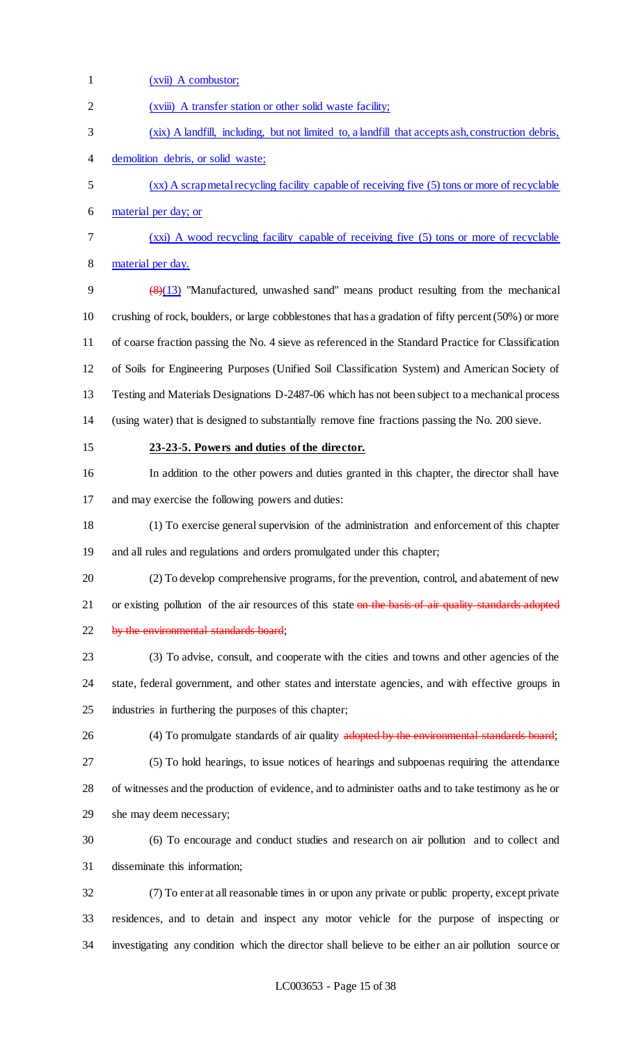(xvii) A combustor;

(xviii) A transfer station or other solid waste facility;

(xix) A landfill, including, but not limited to, a landfill that accepts ash, construction debris, demolition debris, or solid waste;

(xx) A scrap metal recycling facility capable of receiving five (5) tons or more of recyclable material per day; or

(xxi) A wood recycling facility capable of receiving five (5) tons or more of recyclable material per day.

~~(8)~~(13) "Manufactured, unwashed sand" means product resulting from the mechanical crushing of rock, boulders, or large cobblestones that has a gradation of fifty percent (50%) or more of coarse fraction passing the No. 4 sieve as referenced in the Standard Practice for Classification of Soils for Engineering Purposes (Unified Soil Classification System) and American Society of Testing and Materials Designations D-2487-06 which has not been subject to a mechanical process (using water) that is designed to substantially remove fine fractions passing the No. 200 sieve.

**23-23-5. Powers and duties of the director.**

In addition to the other powers and duties granted in this chapter, the director shall have and may exercise the following powers and duties:

(1) To exercise general supervision of the administration and enforcement of this chapter and all rules and regulations and orders promulgated under this chapter;

(2) To develop comprehensive programs, for the prevention, control, and abatement of new or existing pollution of the air resources of this state ~~on the basis of air quality standards adopted by the environmental standards board~~;

(3) To advise, consult, and cooperate with the cities and towns and other agencies of the state, federal government, and other states and interstate agencies, and with effective groups in industries in furthering the purposes of this chapter;

(4) To promulgate standards of air quality ~~adopted by the environmental standards board~~;

(5) To hold hearings, to issue notices of hearings and subpoenas requiring the attendance of witnesses and the production of evidence, and to administer oaths and to take testimony as he or she may deem necessary;

(6) To encourage and conduct studies and research on air pollution and to collect and disseminate this information;

(7) To enter at all reasonable times in or upon any private or public property, except private residences, and to detain and inspect any motor vehicle for the purpose of inspecting or investigating any condition which the director shall believe to be either an air pollution source or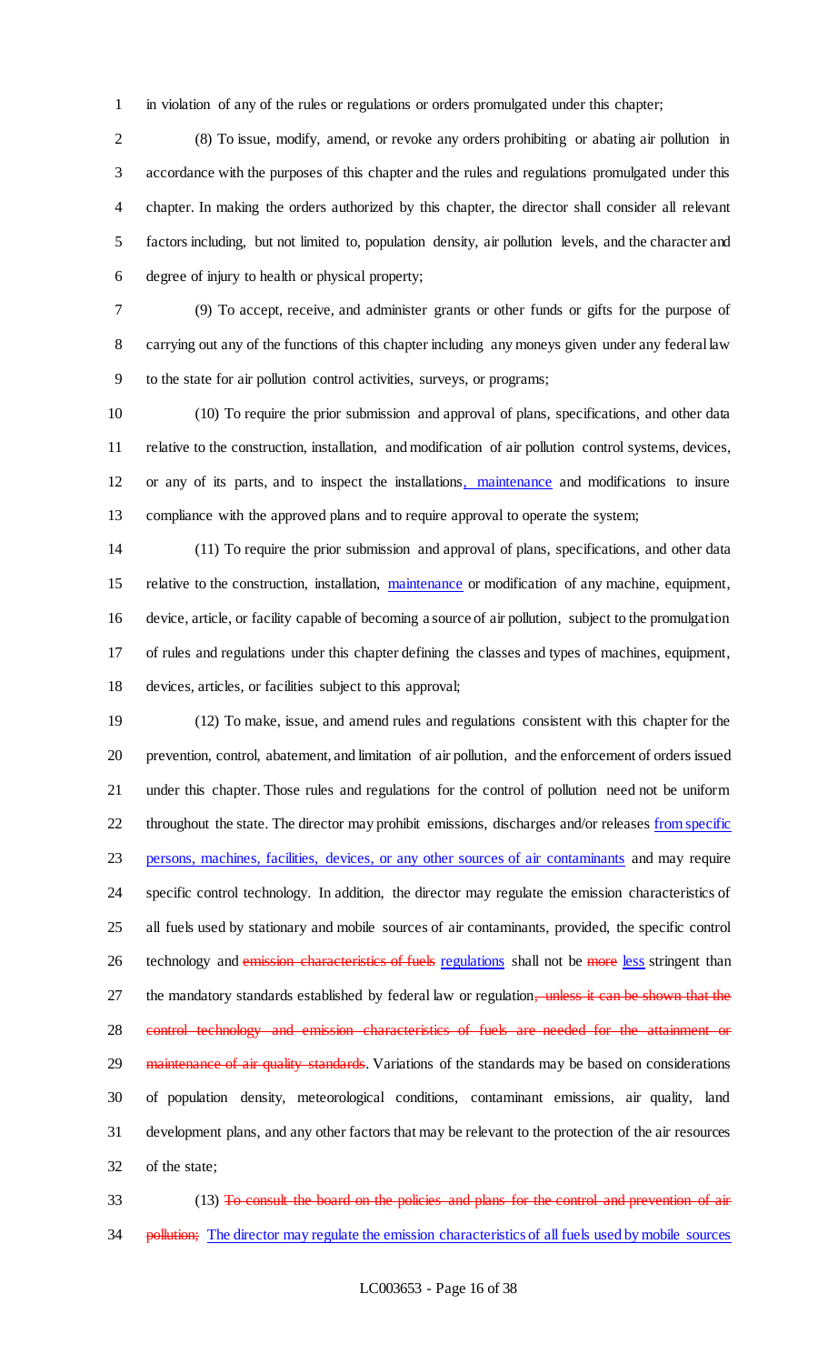in violation of any of the rules or regulations or orders promulgated under this chapter;

(8) To issue, modify, amend, or revoke any orders prohibiting or abating air pollution in accordance with the purposes of this chapter and the rules and regulations promulgated under this chapter. In making the orders authorized by this chapter, the director shall consider all relevant factors including, but not limited to, population density, air pollution levels, and the character and degree of injury to health or physical property;

(9) To accept, receive, and administer grants or other funds or gifts for the purpose of carrying out any of the functions of this chapter including any moneys given under any federal law to the state for air pollution control activities, surveys, or programs;

(10) To require the prior submission and approval of plans, specifications, and other data relative to the construction, installation, and modification of air pollution control systems, devices, or any of its parts, and to inspect the installations, maintenance and modifications to insure compliance with the approved plans and to require approval to operate the system;

(11) To require the prior submission and approval of plans, specifications, and other data relative to the construction, installation, maintenance or modification of any machine, equipment, device, article, or facility capable of becoming a source of air pollution, subject to the promulgation of rules and regulations under this chapter defining the classes and types of machines, equipment, devices, articles, or facilities subject to this approval;

(12) To make, issue, and amend rules and regulations consistent with this chapter for the prevention, control, abatement, and limitation of air pollution, and the enforcement of orders issued under this chapter. Those rules and regulations for the control of pollution need not be uniform throughout the state. The director may prohibit emissions, discharges and/or releases from specific persons, machines, facilities, devices, or any other sources of air contaminants and may require specific control technology. In addition, the director may regulate the emission characteristics of all fuels used by stationary and mobile sources of air contaminants, provided, the specific control technology and ~~emission characteristics of fuels~~ regulations shall not be ~~more~~ less stringent than the mandatory standards established by federal law or regulation~~, unless it can be shown that the control technology and emission characteristics of fuels are needed for the attainment or maintenance of air quality standards~~. Variations of the standards may be based on considerations of population density, meteorological conditions, contaminant emissions, air quality, land development plans, and any other factors that may be relevant to the protection of the air resources of the state;

(13) ~~To consult the board on the policies and plans for the control and prevention of air pollution;~~ The director may regulate the emission characteristics of all fuels used by mobile sources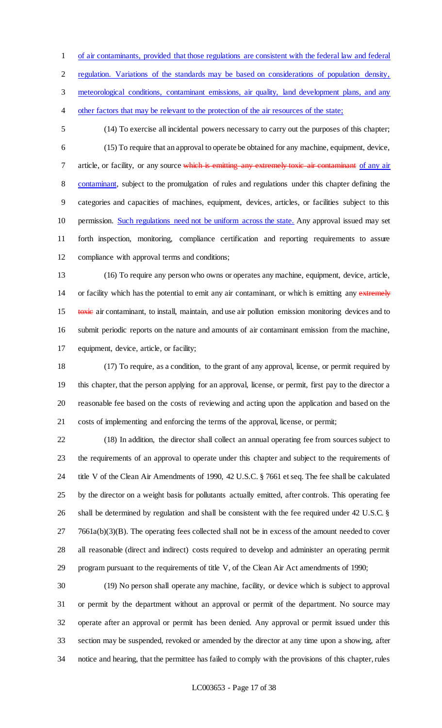of air contaminants, provided that those regulations are consistent with the federal law and federal regulation. Variations of the standards may be based on considerations of population density, meteorological conditions, contaminant emissions, air quality, land development plans, and any other factors that may be relevant to the protection of the air resources of the state;

(14) To exercise all incidental powers necessary to carry out the purposes of this chapter;

(15) To require that an approval to operate be obtained for any machine, equipment, device, article, or facility, or any source ~~which is emitting any extremely toxic air contaminant~~ of any air contaminant, subject to the promulgation of rules and regulations under this chapter defining the categories and capacities of machines, equipment, devices, articles, or facilities subject to this permission. Such regulations need not be uniform across the state. Any approval issued may set forth inspection, monitoring, compliance certification and reporting requirements to assure compliance with approval terms and conditions;

(16) To require any person who owns or operates any machine, equipment, device, article, or facility which has the potential to emit any air contaminant, or which is emitting any ~~extremely toxic~~ air contaminant, to install, maintain, and use air pollution emission monitoring devices and to submit periodic reports on the nature and amounts of air contaminant emission from the machine, equipment, device, article, or facility;

(17) To require, as a condition, to the grant of any approval, license, or permit required by this chapter, that the person applying for an approval, license, or permit, first pay to the director a reasonable fee based on the costs of reviewing and acting upon the application and based on the costs of implementing and enforcing the terms of the approval, license, or permit;

(18) In addition, the director shall collect an annual operating fee from sources subject to the requirements of an approval to operate under this chapter and subject to the requirements of title V of the Clean Air Amendments of 1990, 42 U.S.C. § 7661 et seq. The fee shall be calculated by the director on a weight basis for pollutants actually emitted, after controls. This operating fee shall be determined by regulation and shall be consistent with the fee required under 42 U.S.C. § 7661a(b)(3)(B). The operating fees collected shall not be in excess of the amount needed to cover all reasonable (direct and indirect) costs required to develop and administer an operating permit program pursuant to the requirements of title V, of the Clean Air Act amendments of 1990;

(19) No person shall operate any machine, facility, or device which is subject to approval or permit by the department without an approval or permit of the department. No source may operate after an approval or permit has been denied. Any approval or permit issued under this section may be suspended, revoked or amended by the director at any time upon a showing, after notice and hearing, that the permittee has failed to comply with the provisions of this chapter, rules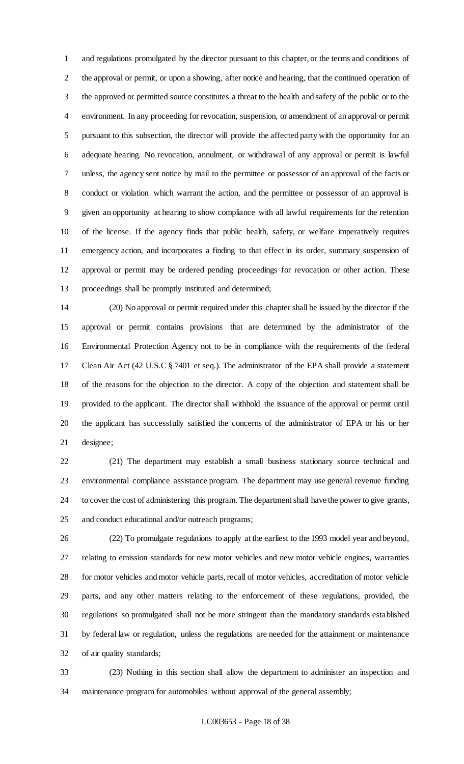and regulations promulgated by the director pursuant to this chapter, or the terms and conditions of the approval or permit, or upon a showing, after notice and hearing, that the continued operation of the approved or permitted source constitutes a threat to the health and safety of the public or to the environment. In any proceeding for revocation, suspension, or amendment of an approval or permit pursuant to this subsection, the director will provide the affected party with the opportunity for an adequate hearing. No revocation, annulment, or withdrawal of any approval or permit is lawful unless, the agency sent notice by mail to the permittee or possessor of an approval of the facts or conduct or violation which warrant the action, and the permittee or possessor of an approval is given an opportunity at hearing to show compliance with all lawful requirements for the retention of the license. If the agency finds that public health, safety, or welfare imperatively requires emergency action, and incorporates a finding to that effect in its order, summary suspension of approval or permit may be ordered pending proceedings for revocation or other action. These proceedings shall be promptly instituted and determined;

(20) No approval or permit required under this chapter shall be issued by the director if the approval or permit contains provisions that are determined by the administrator of the Environmental Protection Agency not to be in compliance with the requirements of the federal Clean Air Act (42 U.S.C § 7401 et seq.). The administrator of the EPA shall provide a statement of the reasons for the objection to the director. A copy of the objection and statement shall be provided to the applicant. The director shall withhold the issuance of the approval or permit until the applicant has successfully satisfied the concerns of the administrator of EPA or his or her designee;

(21) The department may establish a small business stationary source technical and environmental compliance assistance program. The department may use general revenue funding to cover the cost of administering this program. The department shall have the power to give grants, and conduct educational and/or outreach programs;

(22) To promulgate regulations to apply at the earliest to the 1993 model year and beyond, relating to emission standards for new motor vehicles and new motor vehicle engines, warranties for motor vehicles and motor vehicle parts, recall of motor vehicles, accreditation of motor vehicle parts, and any other matters relating to the enforcement of these regulations, provided, the regulations so promulgated shall not be more stringent than the mandatory standards established by federal law or regulation, unless the regulations are needed for the attainment or maintenance of air quality standards;

(23) Nothing in this section shall allow the department to administer an inspection and maintenance program for automobiles without approval of the general assembly;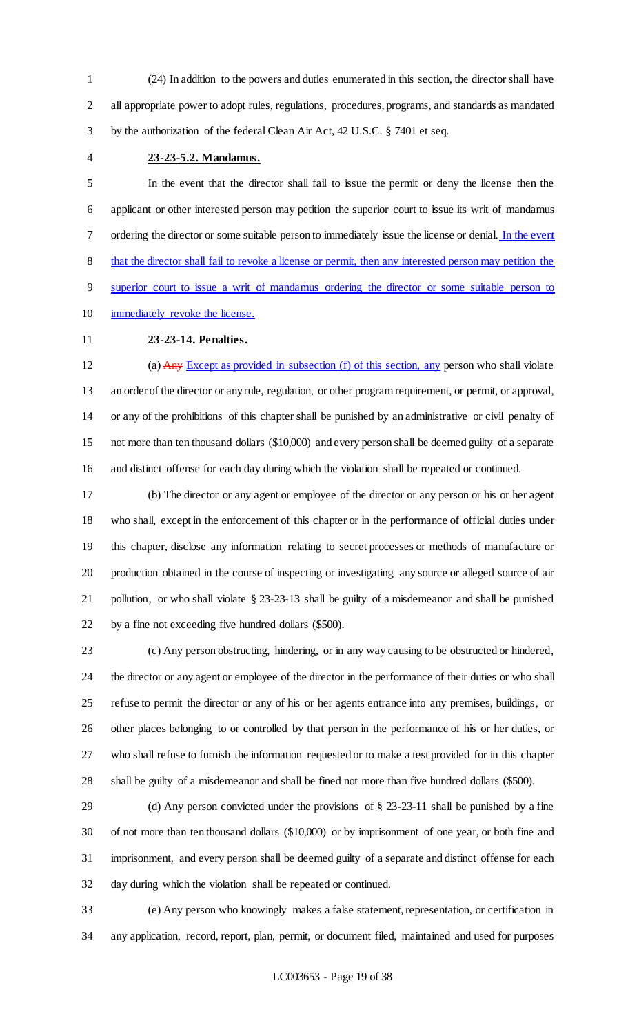(24) In addition to the powers and duties enumerated in this section, the director shall have all appropriate power to adopt rules, regulations, procedures, programs, and standards as mandated by the authorization of the federal Clean Air Act, 42 U.S.C. § 7401 et seq.

**23-23-5.2. Mandamus.**

In the event that the director shall fail to issue the permit or deny the license then the applicant or other interested person may petition the superior court to issue its writ of mandamus ordering the director or some suitable person to immediately issue the license or denial. In the event that the director shall fail to revoke a license or permit, then any interested person may petition the superior court to issue a writ of mandamus ordering the director or some suitable person to immediately revoke the license.

**23-23-14. Penalties.**

(a) ~~Any~~ Except as provided in subsection (f) of this section, any person who shall violate an order of the director or any rule, regulation, or other program requirement, or permit, or approval, or any of the prohibitions of this chapter shall be punished by an administrative or civil penalty of not more than ten thousand dollars ($10,000) and every person shall be deemed guilty of a separate and distinct offense for each day during which the violation shall be repeated or continued.

(b) The director or any agent or employee of the director or any person or his or her agent who shall, except in the enforcement of this chapter or in the performance of official duties under this chapter, disclose any information relating to secret processes or methods of manufacture or production obtained in the course of inspecting or investigating any source or alleged source of air pollution, or who shall violate § 23-23-13 shall be guilty of a misdemeanor and shall be punished by a fine not exceeding five hundred dollars ($500).

(c) Any person obstructing, hindering, or in any way causing to be obstructed or hindered, the director or any agent or employee of the director in the performance of their duties or who shall refuse to permit the director or any of his or her agents entrance into any premises, buildings, or other places belonging to or controlled by that person in the performance of his or her duties, or who shall refuse to furnish the information requested or to make a test provided for in this chapter shall be guilty of a misdemeanor and shall be fined not more than five hundred dollars ($500).

(d) Any person convicted under the provisions of § 23-23-11 shall be punished by a fine of not more than ten thousand dollars ($10,000) or by imprisonment of one year, or both fine and imprisonment, and every person shall be deemed guilty of a separate and distinct offense for each day during which the violation shall be repeated or continued.

(e) Any person who knowingly makes a false statement, representation, or certification in any application, record, report, plan, permit, or document filed, maintained and used for purposes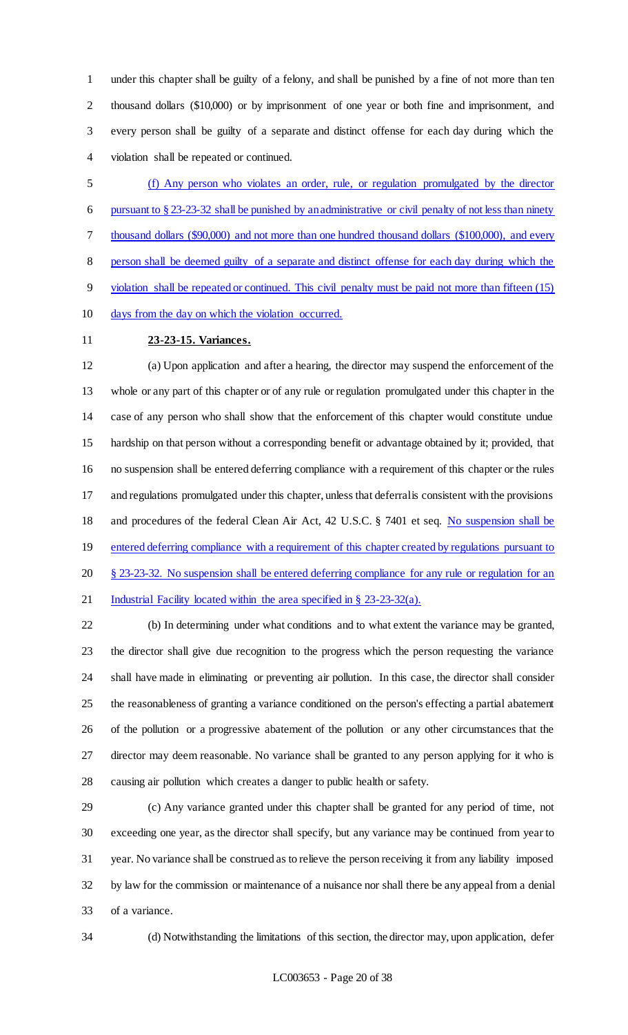under this chapter shall be guilty of a felony, and shall be punished by a fine of not more than ten thousand dollars ($10,000) or by imprisonment of one year or both fine and imprisonment, and every person shall be guilty of a separate and distinct offense for each day during which the violation shall be repeated or continued.

(f) Any person who violates an order, rule, or regulation promulgated by the director pursuant to § 23-23-32 shall be punished by an administrative or civil penalty of not less than ninety thousand dollars ($90,000) and not more than one hundred thousand dollars ($100,000), and every person shall be deemed guilty of a separate and distinct offense for each day during which the violation shall be repeated or continued. This civil penalty must be paid not more than fifteen (15) days from the day on which the violation occurred.

**23-23-15. Variances.**

(a) Upon application and after a hearing, the director may suspend the enforcement of the whole or any part of this chapter or of any rule or regulation promulgated under this chapter in the case of any person who shall show that the enforcement of this chapter would constitute undue hardship on that person without a corresponding benefit or advantage obtained by it; provided, that no suspension shall be entered deferring compliance with a requirement of this chapter or the rules and regulations promulgated under this chapter, unless that deferral is consistent with the provisions and procedures of the federal Clean Air Act, 42 U.S.C. § 7401 et seq. No suspension shall be entered deferring compliance with a requirement of this chapter created by regulations pursuant to § 23-23-32. No suspension shall be entered deferring compliance for any rule or regulation for an Industrial Facility located within the area specified in § 23-23-32(a).

(b) In determining under what conditions and to what extent the variance may be granted, the director shall give due recognition to the progress which the person requesting the variance shall have made in eliminating or preventing air pollution. In this case, the director shall consider the reasonableness of granting a variance conditioned on the person's effecting a partial abatement of the pollution or a progressive abatement of the pollution or any other circumstances that the director may deem reasonable. No variance shall be granted to any person applying for it who is causing air pollution which creates a danger to public health or safety.

(c) Any variance granted under this chapter shall be granted for any period of time, not exceeding one year, as the director shall specify, but any variance may be continued from year to year. No variance shall be construed as to relieve the person receiving it from any liability imposed by law for the commission or maintenance of a nuisance nor shall there be any appeal from a denial of a variance.

(d) Notwithstanding the limitations of this section, the director may, upon application, defer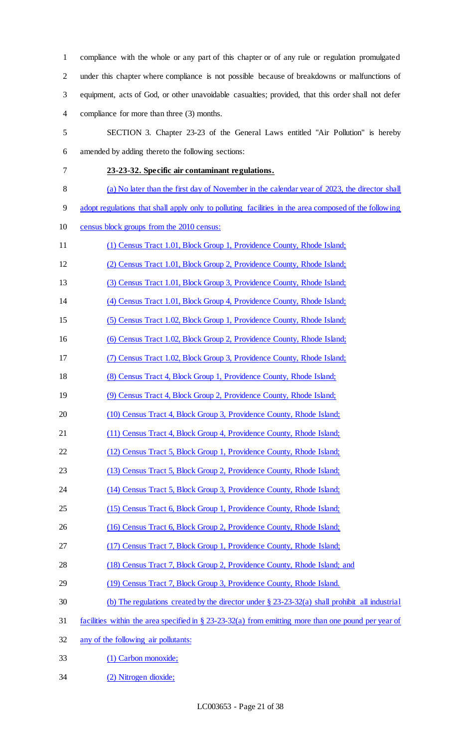compliance with the whole or any part of this chapter or of any rule or regulation promulgated under this chapter where compliance is not possible because of breakdowns or malfunctions of equipment, acts of God, or other unavoidable casualties; provided, that this order shall not defer compliance for more than three (3) months.

SECTION 3. Chapter 23-23 of the General Laws entitled "Air Pollution" is hereby amended by adding thereto the following sections:

**23-23-32. Specific air contaminant regulations.**

(a) No later than the first day of November in the calendar year of 2023, the director shall adopt regulations that shall apply only to polluting facilities in the area composed of the following census block groups from the 2010 census:

(1) Census Tract 1.01, Block Group 1, Providence County, Rhode Island;

(2) Census Tract 1.01, Block Group 2, Providence County, Rhode Island;

(3) Census Tract 1.01, Block Group 3, Providence County, Rhode Island;

(4) Census Tract 1.01, Block Group 4, Providence County, Rhode Island;

(5) Census Tract 1.02, Block Group 1, Providence County, Rhode Island;

(6) Census Tract 1.02, Block Group 2, Providence County, Rhode Island;

(7) Census Tract 1.02, Block Group 3, Providence County, Rhode Island;

(8) Census Tract 4, Block Group 1, Providence County, Rhode Island;

(9) Census Tract 4, Block Group 2, Providence County, Rhode Island;

(10) Census Tract 4, Block Group 3, Providence County, Rhode Island;

(11) Census Tract 4, Block Group 4, Providence County, Rhode Island;

(12) Census Tract 5, Block Group 1, Providence County, Rhode Island;

(13) Census Tract 5, Block Group 2, Providence County, Rhode Island;

(14) Census Tract 5, Block Group 3, Providence County, Rhode Island;

(15) Census Tract 6, Block Group 1, Providence County, Rhode Island;

(16) Census Tract 6, Block Group 2, Providence County, Rhode Island;

(17) Census Tract 7, Block Group 1, Providence County, Rhode Island;

(18) Census Tract 7, Block Group 2, Providence County, Rhode Island; and

(19) Census Tract 7, Block Group 3, Providence County, Rhode Island.

(b) The regulations created by the director under § 23-23-32(a) shall prohibit all industrial facilities within the area specified in § 23-23-32(a) from emitting more than one pound per year of any of the following air pollutants:

(1) Carbon monoxide;

(2) Nitrogen dioxide;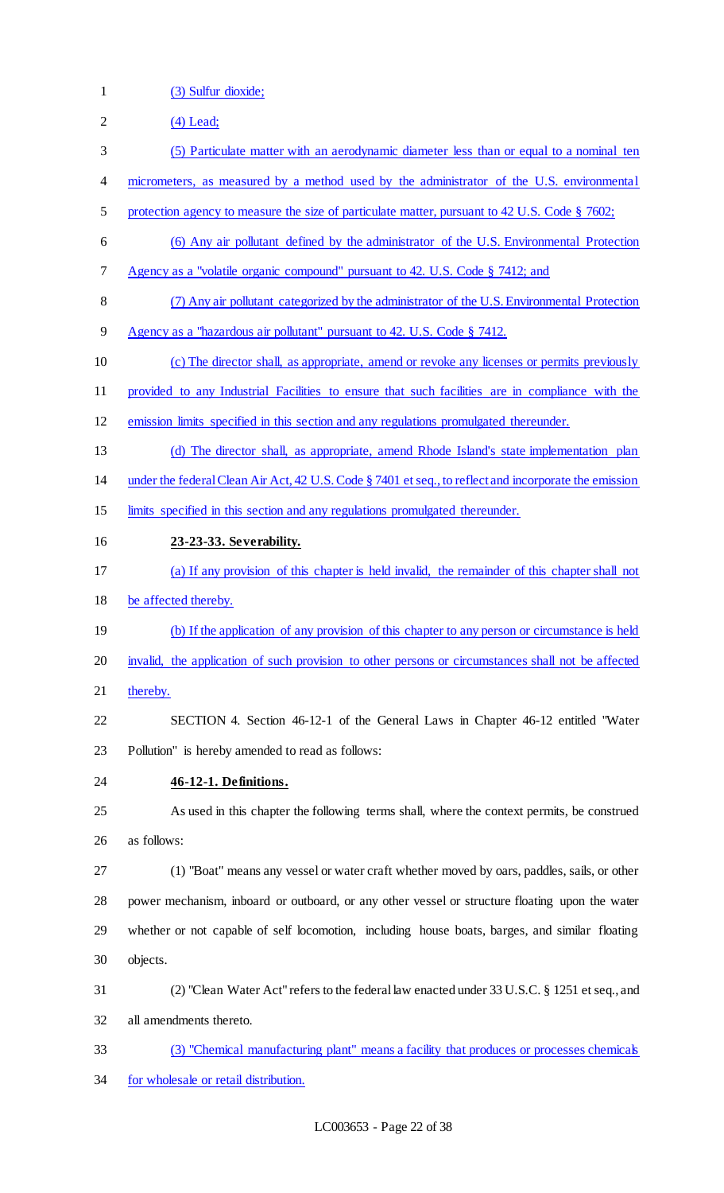(3) Sulfur dioxide;

(4) Lead;

(5) Particulate matter with an aerodynamic diameter less than or equal to a nominal ten micrometers, as measured by a method used by the administrator of the U.S. environmental protection agency to measure the size of particulate matter, pursuant to 42 U.S. Code § 7602;

(6) Any air pollutant defined by the administrator of the U.S. Environmental Protection Agency as a "volatile organic compound" pursuant to 42. U.S. Code § 7412; and

(7) Any air pollutant categorized by the administrator of the U.S. Environmental Protection Agency as a "hazardous air pollutant" pursuant to 42. U.S. Code § 7412.

(c) The director shall, as appropriate, amend or revoke any licenses or permits previously provided to any Industrial Facilities to ensure that such facilities are in compliance with the emission limits specified in this section and any regulations promulgated thereunder.

(d) The director shall, as appropriate, amend Rhode Island's state implementation plan under the federal Clean Air Act, 42 U.S. Code § 7401 et seq., to reflect and incorporate the emission limits specified in this section and any regulations promulgated thereunder.

**23-23-33. Severability.**

(a) If any provision of this chapter is held invalid, the remainder of this chapter shall not be affected thereby.

(b) If the application of any provision of this chapter to any person or circumstance is held invalid, the application of such provision to other persons or circumstances shall not be affected thereby.

SECTION 4. Section 46-12-1 of the General Laws in Chapter 46-12 entitled "Water Pollution" is hereby amended to read as follows:

**46-12-1. Definitions.**

As used in this chapter the following terms shall, where the context permits, be construed as follows:

(1) "Boat" means any vessel or water craft whether moved by oars, paddles, sails, or other power mechanism, inboard or outboard, or any other vessel or structure floating upon the water whether or not capable of self locomotion, including house boats, barges, and similar floating objects.

(2) "Clean Water Act" refers to the federal law enacted under 33 U.S.C. § 1251 et seq., and all amendments thereto.

(3) "Chemical manufacturing plant" means a facility that produces or processes chemicals for wholesale or retail distribution.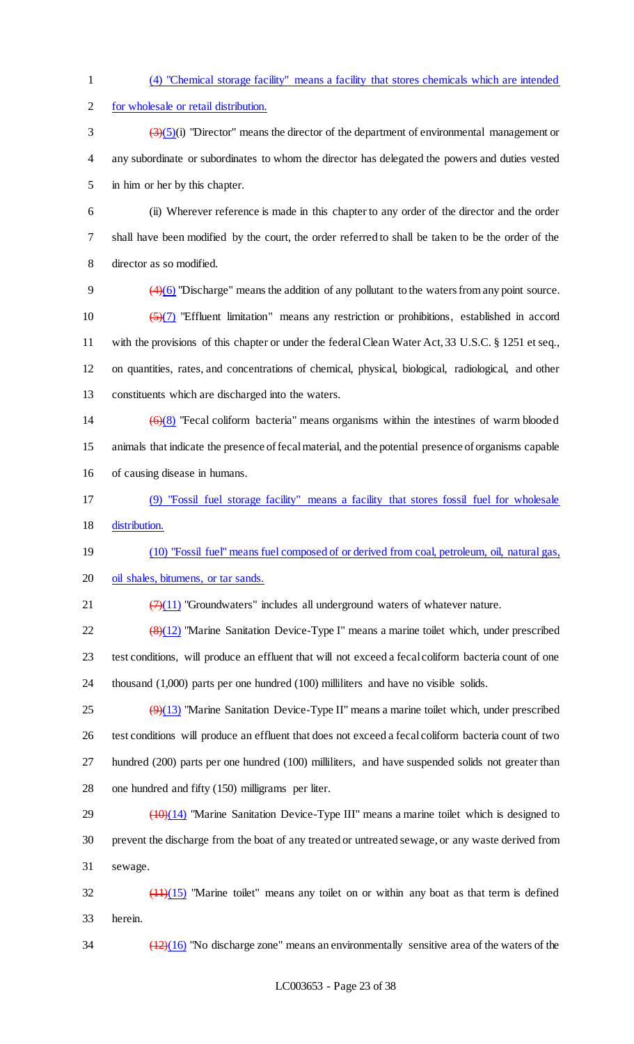(4) "Chemical storage facility" means a facility that stores chemicals which are intended for wholesale or retail distribution.

~~(3)~~(5)(i) "Director" means the director of the department of environmental management or any subordinate or subordinates to whom the director has delegated the powers and duties vested in him or her by this chapter.

(ii) Wherever reference is made in this chapter to any order of the director and the order shall have been modified by the court, the order referred to shall be taken to be the order of the director as so modified.

~~(4)~~(6) "Discharge" means the addition of any pollutant to the waters from any point source.

~~(5)~~(7) "Effluent limitation" means any restriction or prohibitions, established in accord with the provisions of this chapter or under the federal Clean Water Act, 33 U.S.C. § 1251 et seq., on quantities, rates, and concentrations of chemical, physical, biological, radiological, and other constituents which are discharged into the waters.

~~(6)~~(8) "Fecal coliform bacteria" means organisms within the intestines of warm blooded animals that indicate the presence of fecal material, and the potential presence of organisms capable of causing disease in humans.

(9) "Fossil fuel storage facility" means a facility that stores fossil fuel for wholesale distribution.

(10) "Fossil fuel" means fuel composed of or derived from coal, petroleum, oil, natural gas, oil shales, bitumens, or tar sands.

~~(7)~~(11) "Groundwaters" includes all underground waters of whatever nature.

~~(8)~~(12) "Marine Sanitation Device-Type I" means a marine toilet which, under prescribed test conditions, will produce an effluent that will not exceed a fecal coliform bacteria count of one thousand (1,000) parts per one hundred (100) milliliters and have no visible solids.

~~(9)~~(13) "Marine Sanitation Device-Type II" means a marine toilet which, under prescribed test conditions will produce an effluent that does not exceed a fecal coliform bacteria count of two hundred (200) parts per one hundred (100) milliliters, and have suspended solids not greater than one hundred and fifty (150) milligrams per liter.

~~(10)~~(14) "Marine Sanitation Device-Type III" means a marine toilet which is designed to prevent the discharge from the boat of any treated or untreated sewage, or any waste derived from sewage.

~~(11)~~(15) "Marine toilet" means any toilet on or within any boat as that term is defined herein.

~~(12)~~(16) "No discharge zone" means an environmentally sensitive area of the waters of the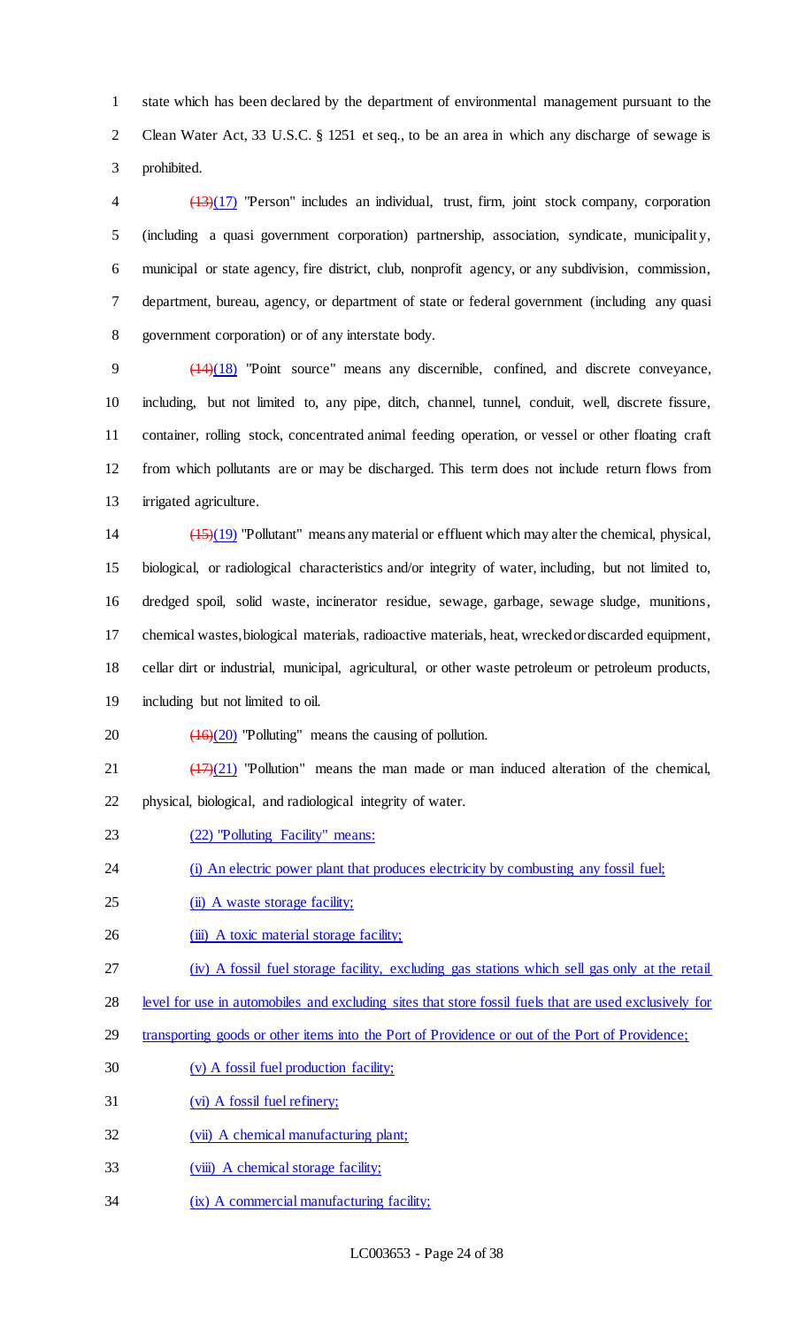state which has been declared by the department of environmental management pursuant to the Clean Water Act, 33 U.S.C. § 1251 et seq., to be an area in which any discharge of sewage is prohibited.

~~(13)~~(17) "Person" includes an individual, trust, firm, joint stock company, corporation (including a quasi government corporation) partnership, association, syndicate, municipality, municipal or state agency, fire district, club, nonprofit agency, or any subdivision, commission, department, bureau, agency, or department of state or federal government (including any quasi government corporation) or of any interstate body.

~~(14)~~(18) "Point source" means any discernible, confined, and discrete conveyance, including, but not limited to, any pipe, ditch, channel, tunnel, conduit, well, discrete fissure, container, rolling stock, concentrated animal feeding operation, or vessel or other floating craft from which pollutants are or may be discharged. This term does not include return flows from irrigated agriculture.

~~(15)~~(19) "Pollutant" means any material or effluent which may alter the chemical, physical, biological, or radiological characteristics and/or integrity of water, including, but not limited to, dredged spoil, solid waste, incinerator residue, sewage, garbage, sewage sludge, munitions, chemical wastes, biological materials, radioactive materials, heat, wrecked or discarded equipment, cellar dirt or industrial, municipal, agricultural, or other waste petroleum or petroleum products, including but not limited to oil.

~~(16)~~(20) "Polluting" means the causing of pollution.

~~(17)~~(21) "Pollution" means the man made or man induced alteration of the chemical, physical, biological, and radiological integrity of water.

(22) "Polluting Facility" means:

(i) An electric power plant that produces electricity by combusting any fossil fuel;

(ii) A waste storage facility;

(iii) A toxic material storage facility;

(iv) A fossil fuel storage facility, excluding gas stations which sell gas only at the retail level for use in automobiles and excluding sites that store fossil fuels that are used exclusively for transporting goods or other items into the Port of Providence or out of the Port of Providence;

(v) A fossil fuel production facility;

(vi) A fossil fuel refinery;

(vii) A chemical manufacturing plant;

(viii) A chemical storage facility;

(ix) A commercial manufacturing facility;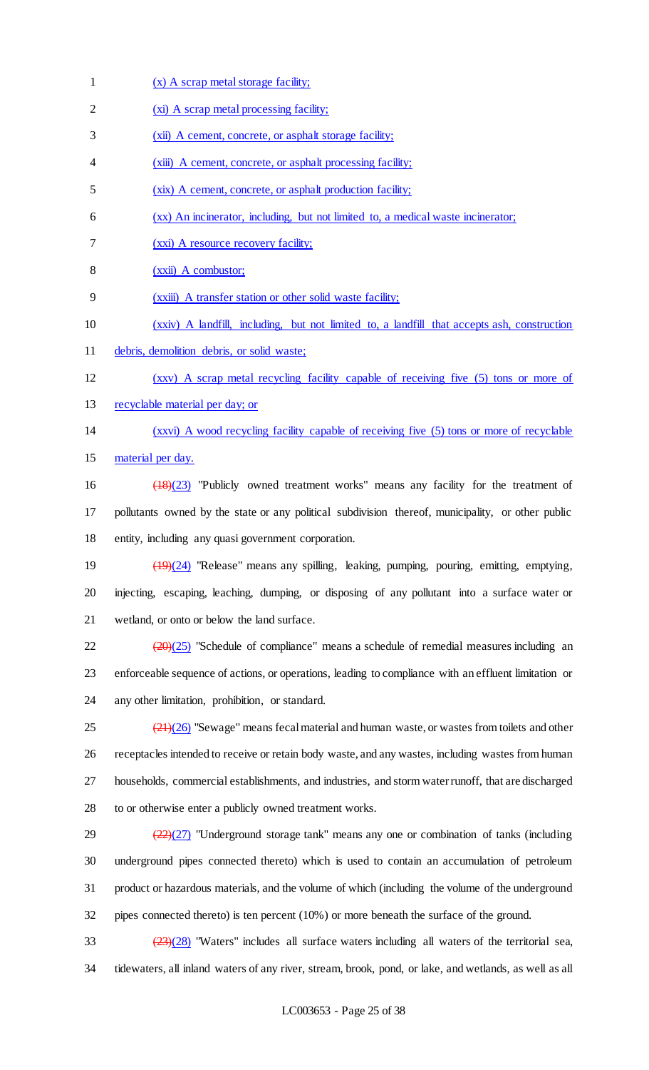(x) A scrap metal storage facility;

(xi) A scrap metal processing facility;

(xii) A cement, concrete, or asphalt storage facility;

(xiii) A cement, concrete, or asphalt processing facility;

(xix) A cement, concrete, or asphalt production facility;

(xx) An incinerator, including, but not limited to, a medical waste incinerator;

(xxi) A resource recovery facility;

(xxii) A combustor;

(xxiii) A transfer station or other solid waste facility;

(xxiv) A landfill, including, but not limited to, a landfill that accepts ash, construction debris, demolition debris, or solid waste;

(xxv) A scrap metal recycling facility capable of receiving five (5) tons or more of recyclable material per day; or

(xxvi) A wood recycling facility capable of receiving five (5) tons or more of recyclable material per day.

~~(18)~~(23) "Publicly owned treatment works" means any facility for the treatment of pollutants owned by the state or any political subdivision thereof, municipality, or other public entity, including any quasi government corporation.

~~(19)~~(24) "Release" means any spilling, leaking, pumping, pouring, emitting, emptying, injecting, escaping, leaching, dumping, or disposing of any pollutant into a surface water or wetland, or onto or below the land surface.

~~(20)~~(25) "Schedule of compliance" means a schedule of remedial measures including an enforceable sequence of actions, or operations, leading to compliance with an effluent limitation or any other limitation, prohibition, or standard.

~~(21)~~(26) "Sewage" means fecal material and human waste, or wastes from toilets and other receptacles intended to receive or retain body waste, and any wastes, including wastes from human households, commercial establishments, and industries, and storm water runoff, that are discharged to or otherwise enter a publicly owned treatment works.

~~(22)~~(27) "Underground storage tank" means any one or combination of tanks (including underground pipes connected thereto) which is used to contain an accumulation of petroleum product or hazardous materials, and the volume of which (including the volume of the underground pipes connected thereto) is ten percent (10%) or more beneath the surface of the ground.

~~(23)~~(28) "Waters" includes all surface waters including all waters of the territorial sea, tidewaters, all inland waters of any river, stream, brook, pond, or lake, and wetlands, as well as all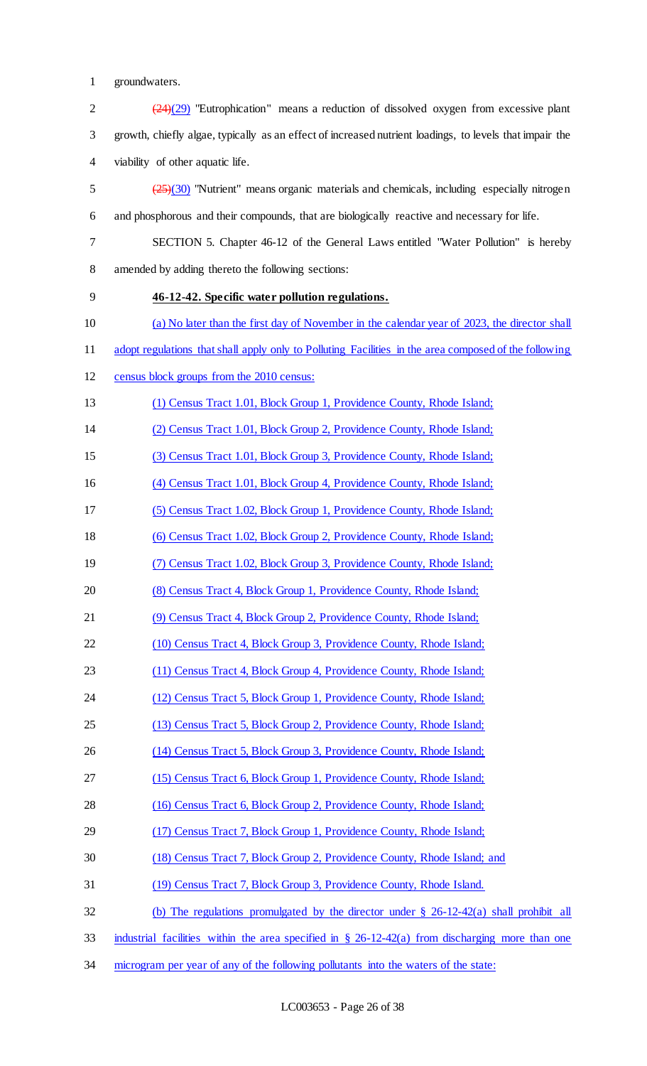groundwaters.

~~(24)~~(29) "Eutrophication" means a reduction of dissolved oxygen from excessive plant growth, chiefly algae, typically as an effect of increased nutrient loadings, to levels that impair the viability of other aquatic life.

~~(25)~~(30) "Nutrient" means organic materials and chemicals, including especially nitrogen and phosphorous and their compounds, that are biologically reactive and necessary for life.

SECTION 5. Chapter 46-12 of the General Laws entitled "Water Pollution" is hereby amended by adding thereto the following sections:

**46-12-42. Specific water pollution regulations.**

(a) No later than the first day of November in the calendar year of 2023, the director shall adopt regulations that shall apply only to Polluting Facilities in the area composed of the following census block groups from the 2010 census:

(1) Census Tract 1.01, Block Group 1, Providence County, Rhode Island;

(2) Census Tract 1.01, Block Group 2, Providence County, Rhode Island;

(3) Census Tract 1.01, Block Group 3, Providence County, Rhode Island;

(4) Census Tract 1.01, Block Group 4, Providence County, Rhode Island;

(5) Census Tract 1.02, Block Group 1, Providence County, Rhode Island;

(6) Census Tract 1.02, Block Group 2, Providence County, Rhode Island;

(7) Census Tract 1.02, Block Group 3, Providence County, Rhode Island;

(8) Census Tract 4, Block Group 1, Providence County, Rhode Island;

(9) Census Tract 4, Block Group 2, Providence County, Rhode Island;

(10) Census Tract 4, Block Group 3, Providence County, Rhode Island;

(11) Census Tract 4, Block Group 4, Providence County, Rhode Island;

(12) Census Tract 5, Block Group 1, Providence County, Rhode Island;

(13) Census Tract 5, Block Group 2, Providence County, Rhode Island;

(14) Census Tract 5, Block Group 3, Providence County, Rhode Island;

(15) Census Tract 6, Block Group 1, Providence County, Rhode Island;

(16) Census Tract 6, Block Group 2, Providence County, Rhode Island;

(17) Census Tract 7, Block Group 1, Providence County, Rhode Island;

(18) Census Tract 7, Block Group 2, Providence County, Rhode Island; and

(19) Census Tract 7, Block Group 3, Providence County, Rhode Island.

(b) The regulations promulgated by the director under § 26-12-42(a) shall prohibit all industrial facilities within the area specified in § 26-12-42(a) from discharging more than one microgram per year of any of the following pollutants into the waters of the state: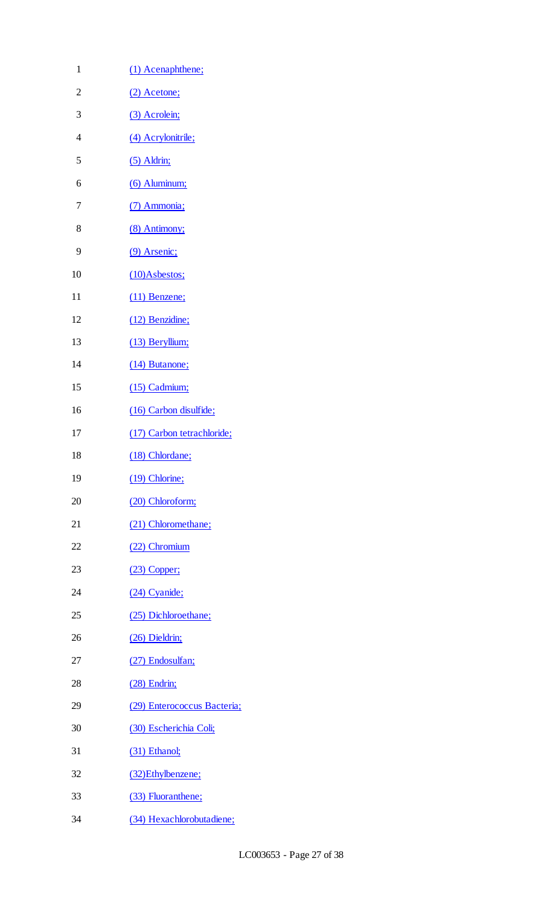(1) Acenaphthene;

(2) Acetone;

(3) Acrolein;

(4) Acrylonitrile;

(5) Aldrin;

(6) Aluminum;

(7) Ammonia;

(8) Antimony;

(9) Arsenic;

(10)Asbestos;

(11) Benzene;

(12) Benzidine;

(13) Beryllium;

(14) Butanone;

(15) Cadmium;

(16) Carbon disulfide;

(17) Carbon tetrachloride;

(18) Chlordane;

(19) Chlorine;

(20) Chloroform;

(21) Chloromethane;

(22) Chromium

(23) Copper;

(24) Cyanide;

(25) Dichloroethane;

(26) Dieldrin;

(27) Endosulfan;

(28) Endrin;

(29) Enterococcus Bacteria;

(30) Escherichia Coli;

(31) Ethanol;

(32)Ethylbenzene;

(33) Fluoranthene;

(34) Hexachlorobutadiene;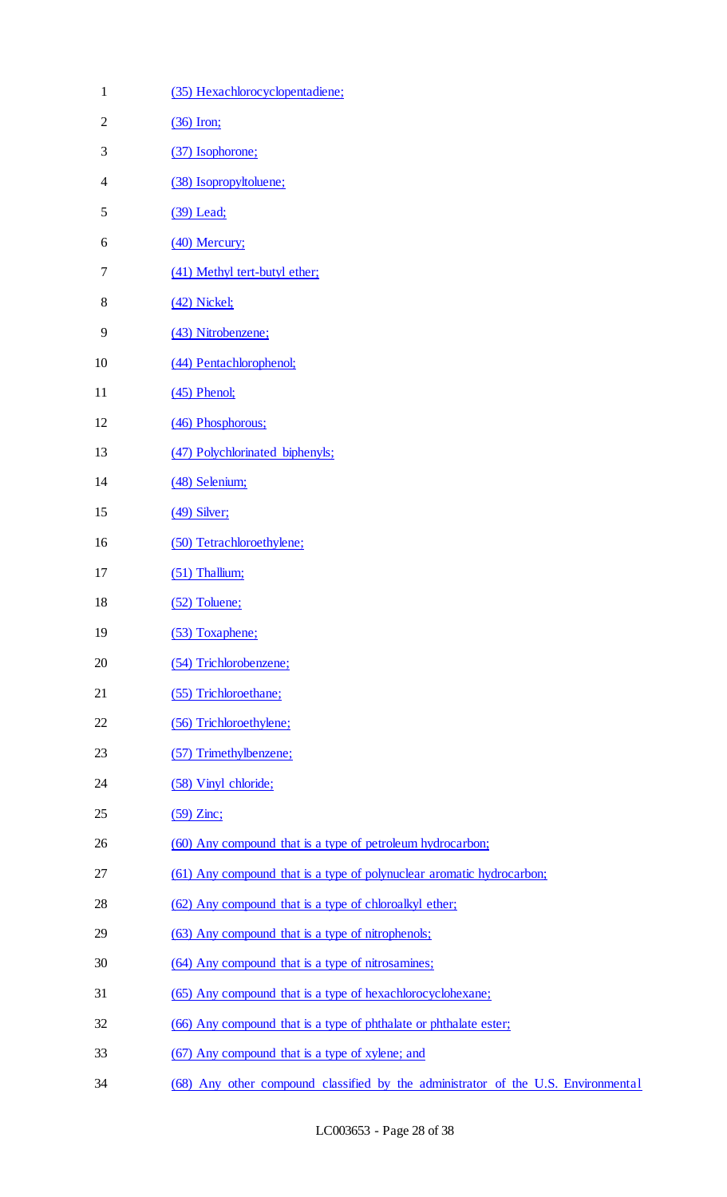(35) Hexachlorocyclopentadiene;

(36) Iron;

(37) Isophorone;

(38) Isopropyltoluene;

(39) Lead;

(40) Mercury;

(41) Methyl tert-butyl ether;

(42) Nickel;

(43) Nitrobenzene;

(44) Pentachlorophenol;

(45) Phenol;

(46) Phosphorous;

(47) Polychlorinated biphenyls;

(48) Selenium;

(49) Silver;

(50) Tetrachloroethylene;

(51) Thallium;

(52) Toluene;

(53) Toxaphene;

(54) Trichlorobenzene;

(55) Trichloroethane;

(56) Trichloroethylene;

(57) Trimethylbenzene;

(58) Vinyl chloride;

(59) Zinc;

(60) Any compound that is a type of petroleum hydrocarbon;

(61) Any compound that is a type of polynuclear aromatic hydrocarbon;

(62) Any compound that is a type of chloroalkyl ether;

(63) Any compound that is a type of nitrophenols;

(64) Any compound that is a type of nitrosamines;

(65) Any compound that is a type of hexachlorocyclohexane;

(66) Any compound that is a type of phthalate or phthalate ester;

(67) Any compound that is a type of xylene; and

(68) Any other compound classified by the administrator of the U.S. Environmental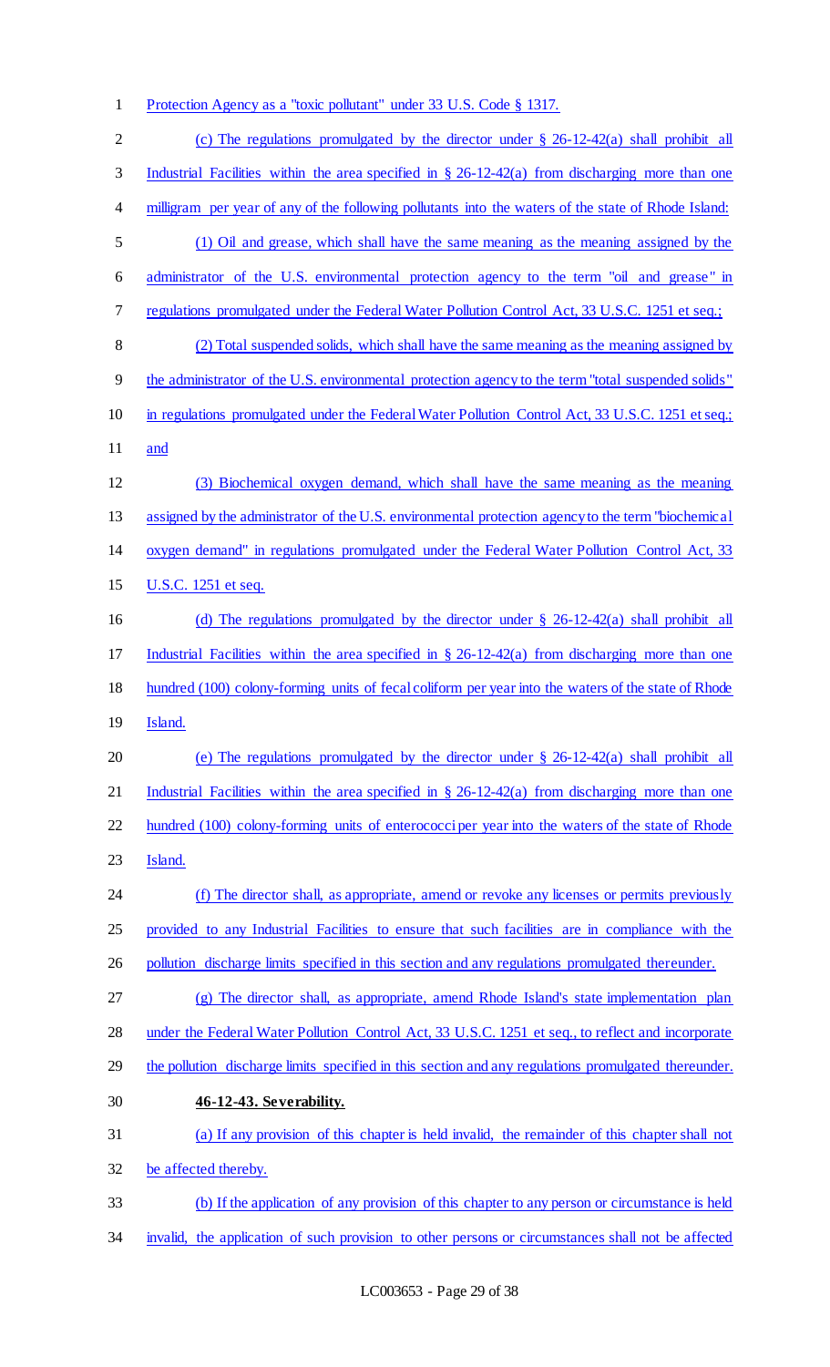Protection Agency as a "toxic pollutant" under 33 U.S. Code § 1317.

(c) The regulations promulgated by the director under § 26-12-42(a) shall prohibit all Industrial Facilities within the area specified in § 26-12-42(a) from discharging more than one milligram per year of any of the following pollutants into the waters of the state of Rhode Island:

(1) Oil and grease, which shall have the same meaning as the meaning assigned by the administrator of the U.S. environmental protection agency to the term "oil and grease" in regulations promulgated under the Federal Water Pollution Control Act, 33 U.S.C. 1251 et seq.;

(2) Total suspended solids, which shall have the same meaning as the meaning assigned by the administrator of the U.S. environmental protection agency to the term "total suspended solids" in regulations promulgated under the Federal Water Pollution Control Act, 33 U.S.C. 1251 et seq.; and

(3) Biochemical oxygen demand, which shall have the same meaning as the meaning assigned by the administrator of the U.S. environmental protection agency to the term "biochemical oxygen demand" in regulations promulgated under the Federal Water Pollution Control Act, 33 U.S.C. 1251 et seq.

(d) The regulations promulgated by the director under § 26-12-42(a) shall prohibit all Industrial Facilities within the area specified in § 26-12-42(a) from discharging more than one hundred (100) colony-forming units of fecal coliform per year into the waters of the state of Rhode Island.

(e) The regulations promulgated by the director under § 26-12-42(a) shall prohibit all Industrial Facilities within the area specified in § 26-12-42(a) from discharging more than one hundred (100) colony-forming units of enterococci per year into the waters of the state of Rhode Island.

(f) The director shall, as appropriate, amend or revoke any licenses or permits previously provided to any Industrial Facilities to ensure that such facilities are in compliance with the pollution discharge limits specified in this section and any regulations promulgated thereunder.

(g) The director shall, as appropriate, amend Rhode Island's state implementation plan under the Federal Water Pollution Control Act, 33 U.S.C. 1251 et seq., to reflect and incorporate the pollution discharge limits specified in this section and any regulations promulgated thereunder.

**46-12-43. Severability.**

(a) If any provision of this chapter is held invalid, the remainder of this chapter shall not be affected thereby.

(b) If the application of any provision of this chapter to any person or circumstance is held invalid, the application of such provision to other persons or circumstances shall not be affected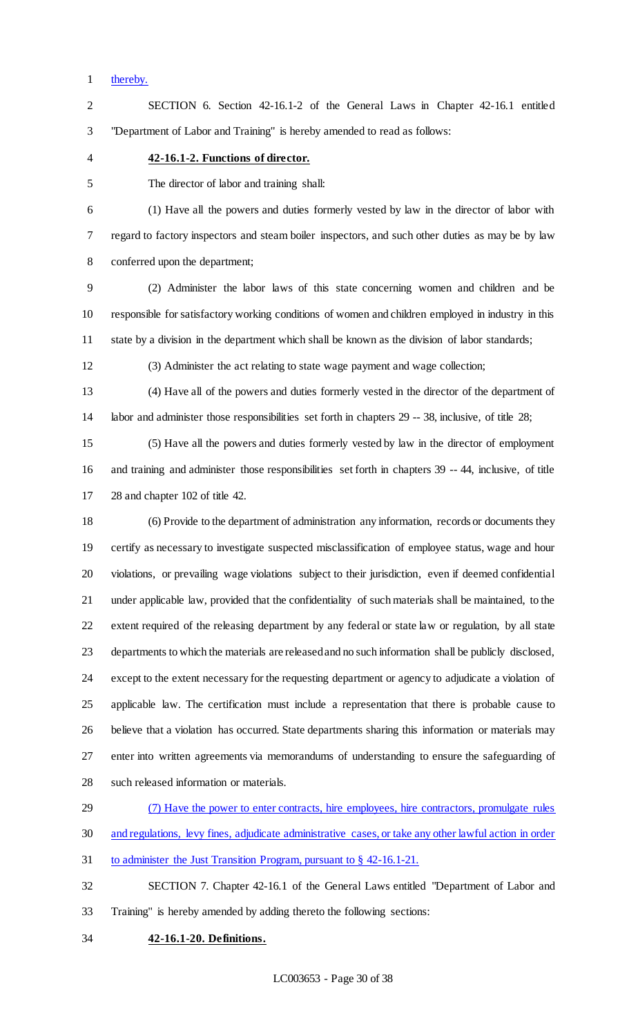thereby.

SECTION 6. Section 42-16.1-2 of the General Laws in Chapter 42-16.1 entitled "Department of Labor and Training" is hereby amended to read as follows:

**42-16.1-2. Functions of director.**

The director of labor and training shall:

(1) Have all the powers and duties formerly vested by law in the director of labor with regard to factory inspectors and steam boiler inspectors, and such other duties as may be by law conferred upon the department;

(2) Administer the labor laws of this state concerning women and children and be responsible for satisfactory working conditions of women and children employed in industry in this state by a division in the department which shall be known as the division of labor standards;

(3) Administer the act relating to state wage payment and wage collection;

(4) Have all of the powers and duties formerly vested in the director of the department of labor and administer those responsibilities set forth in chapters 29 -- 38, inclusive, of title 28;

(5) Have all the powers and duties formerly vested by law in the director of employment and training and administer those responsibilities set forth in chapters 39 -- 44, inclusive, of title 28 and chapter 102 of title 42.

(6) Provide to the department of administration any information, records or documents they certify as necessary to investigate suspected misclassification of employee status, wage and hour violations, or prevailing wage violations subject to their jurisdiction, even if deemed confidential under applicable law, provided that the confidentiality of such materials shall be maintained, to the extent required of the releasing department by any federal or state law or regulation, by all state departments to which the materials are released and no such information shall be publicly disclosed, except to the extent necessary for the requesting department or agency to adjudicate a violation of applicable law. The certification must include a representation that there is probable cause to believe that a violation has occurred. State departments sharing this information or materials may enter into written agreements via memorandums of understanding to ensure the safeguarding of such released information or materials.

(7) Have the power to enter contracts, hire employees, hire contractors, promulgate rules and regulations, levy fines, adjudicate administrative cases, or take any other lawful action in order to administer the Just Transition Program, pursuant to § 42-16.1-21.

SECTION 7. Chapter 42-16.1 of the General Laws entitled "Department of Labor and Training" is hereby amended by adding thereto the following sections:

**42-16.1-20. Definitions.**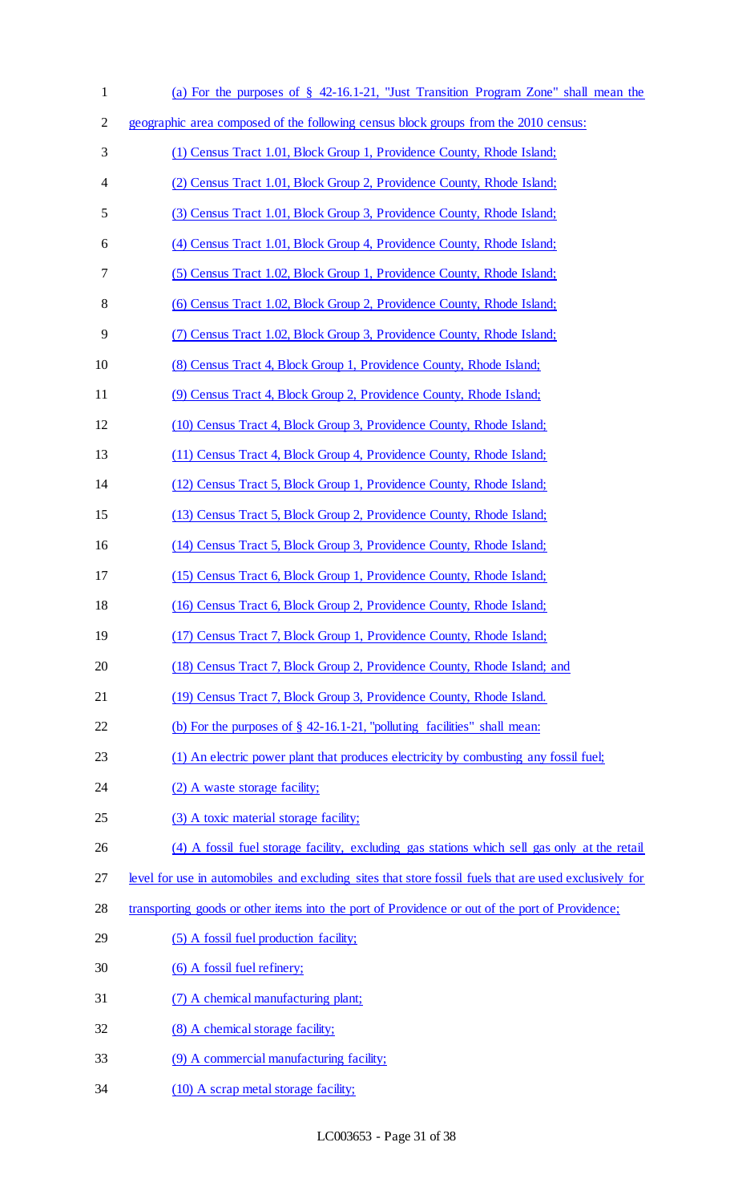(a) For the purposes of § 42-16.1-21, "Just Transition Program Zone" shall mean the geographic area composed of the following census block groups from the 2010 census:

(1) Census Tract 1.01, Block Group 1, Providence County, Rhode Island;

(2) Census Tract 1.01, Block Group 2, Providence County, Rhode Island;

(3) Census Tract 1.01, Block Group 3, Providence County, Rhode Island;

(4) Census Tract 1.01, Block Group 4, Providence County, Rhode Island;

(5) Census Tract 1.02, Block Group 1, Providence County, Rhode Island;

(6) Census Tract 1.02, Block Group 2, Providence County, Rhode Island;

(7) Census Tract 1.02, Block Group 3, Providence County, Rhode Island;

(8) Census Tract 4, Block Group 1, Providence County, Rhode Island;

(9) Census Tract 4, Block Group 2, Providence County, Rhode Island;

(10) Census Tract 4, Block Group 3, Providence County, Rhode Island;

(11) Census Tract 4, Block Group 4, Providence County, Rhode Island;

(12) Census Tract 5, Block Group 1, Providence County, Rhode Island;

(13) Census Tract 5, Block Group 2, Providence County, Rhode Island;

(14) Census Tract 5, Block Group 3, Providence County, Rhode Island;

(15) Census Tract 6, Block Group 1, Providence County, Rhode Island;

(16) Census Tract 6, Block Group 2, Providence County, Rhode Island;

(17) Census Tract 7, Block Group 1, Providence County, Rhode Island;

(18) Census Tract 7, Block Group 2, Providence County, Rhode Island; and

(19) Census Tract 7, Block Group 3, Providence County, Rhode Island.

(b) For the purposes of § 42-16.1-21, "polluting facilities" shall mean:

(1) An electric power plant that produces electricity by combusting any fossil fuel;

(2) A waste storage facility;

(3) A toxic material storage facility;

(4) A fossil fuel storage facility, excluding gas stations which sell gas only at the retail level for use in automobiles and excluding sites that store fossil fuels that are used exclusively for transporting goods or other items into the port of Providence or out of the port of Providence;

(5) A fossil fuel production facility;

(6) A fossil fuel refinery;

(7) A chemical manufacturing plant;

(8) A chemical storage facility;

(9) A commercial manufacturing facility;

(10) A scrap metal storage facility;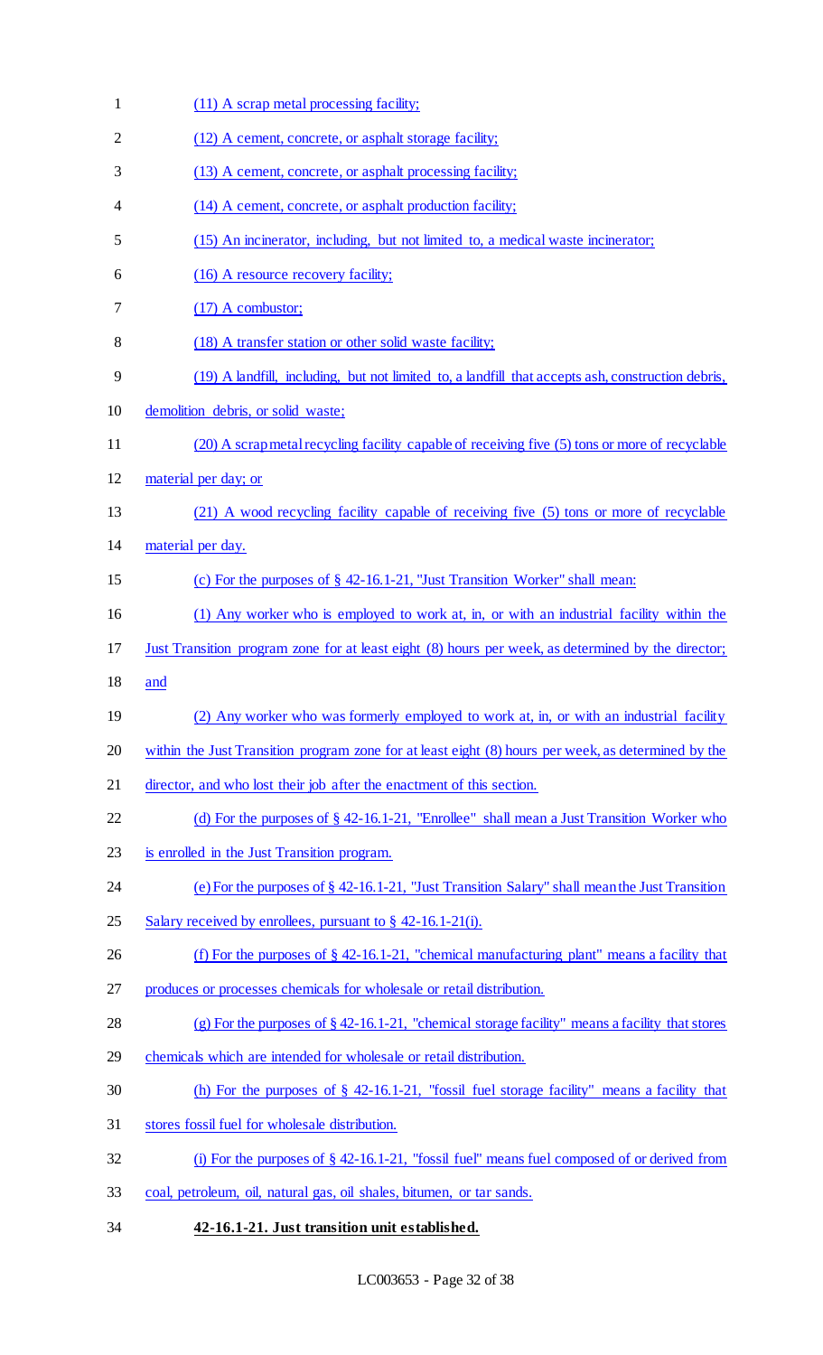(11) A scrap metal processing facility;

(12) A cement, concrete, or asphalt storage facility;

(13) A cement, concrete, or asphalt processing facility;

(14) A cement, concrete, or asphalt production facility;

(15) An incinerator, including, but not limited to, a medical waste incinerator;

(16) A resource recovery facility;

(17) A combustor;

(18) A transfer station or other solid waste facility;

(19) A landfill, including, but not limited to, a landfill that accepts ash, construction debris, demolition debris, or solid waste;

(20) A scrap metal recycling facility capable of receiving five (5) tons or more of recyclable material per day; or

(21) A wood recycling facility capable of receiving five (5) tons or more of recyclable material per day.

(c) For the purposes of § 42-16.1-21, "Just Transition Worker" shall mean:

(1) Any worker who is employed to work at, in, or with an industrial facility within the Just Transition program zone for at least eight (8) hours per week, as determined by the director; and

(2) Any worker who was formerly employed to work at, in, or with an industrial facility within the Just Transition program zone for at least eight (8) hours per week, as determined by the director, and who lost their job after the enactment of this section.

(d) For the purposes of § 42-16.1-21, "Enrollee" shall mean a Just Transition Worker who is enrolled in the Just Transition program.

(e) For the purposes of § 42-16.1-21, "Just Transition Salary" shall mean the Just Transition Salary received by enrollees, pursuant to § 42-16.1-21(i).

(f) For the purposes of § 42-16.1-21, "chemical manufacturing plant" means a facility that produces or processes chemicals for wholesale or retail distribution.

(g) For the purposes of § 42-16.1-21, "chemical storage facility" means a facility that stores chemicals which are intended for wholesale or retail distribution.

(h) For the purposes of § 42-16.1-21, "fossil fuel storage facility" means a facility that stores fossil fuel for wholesale distribution.

(i) For the purposes of § 42-16.1-21, "fossil fuel" means fuel composed of or derived from coal, petroleum, oil, natural gas, oil shales, bitumen, or tar sands.

**42-16.1-21. Just transition unit established.**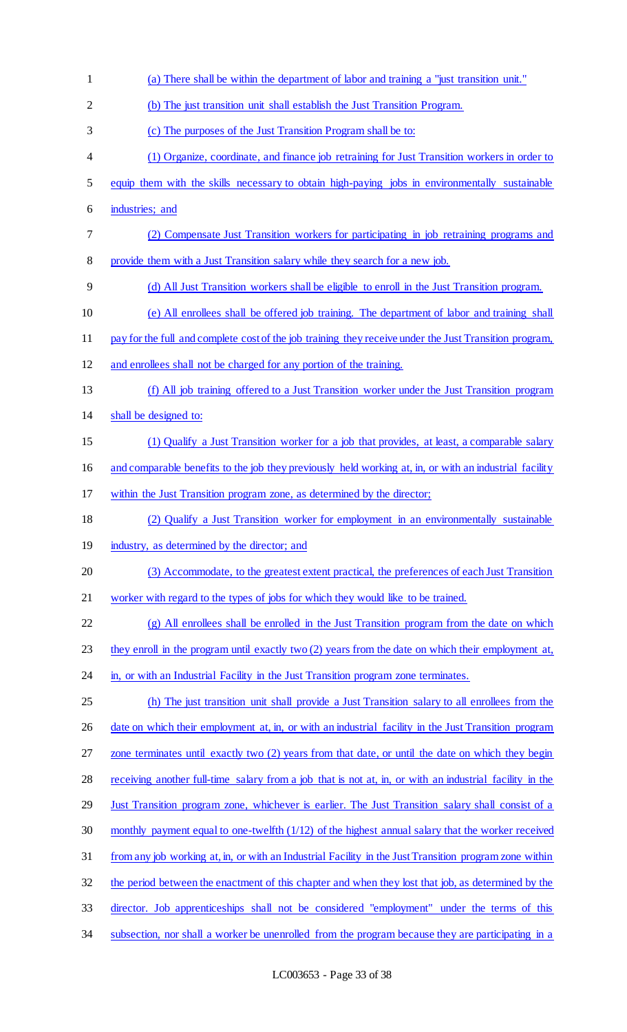(a) There shall be within the department of labor and training a "just transition unit."

(b) The just transition unit shall establish the Just Transition Program.

(c) The purposes of the Just Transition Program shall be to:

(1) Organize, coordinate, and finance job retraining for Just Transition workers in order to equip them with the skills necessary to obtain high-paying jobs in environmentally sustainable industries; and

(2) Compensate Just Transition workers for participating in job retraining programs and provide them with a Just Transition salary while they search for a new job.

(d) All Just Transition workers shall be eligible to enroll in the Just Transition program.

(e) All enrollees shall be offered job training. The department of labor and training shall pay for the full and complete cost of the job training they receive under the Just Transition program, and enrollees shall not be charged for any portion of the training.

(f) All job training offered to a Just Transition worker under the Just Transition program shall be designed to:

(1) Qualify a Just Transition worker for a job that provides, at least, a comparable salary and comparable benefits to the job they previously held working at, in, or with an industrial facility within the Just Transition program zone, as determined by the director;

(2) Qualify a Just Transition worker for employment in an environmentally sustainable industry, as determined by the director; and

(3) Accommodate, to the greatest extent practical, the preferences of each Just Transition worker with regard to the types of jobs for which they would like to be trained.

(g) All enrollees shall be enrolled in the Just Transition program from the date on which they enroll in the program until exactly two (2) years from the date on which their employment at, in, or with an Industrial Facility in the Just Transition program zone terminates.

(h) The just transition unit shall provide a Just Transition salary to all enrollees from the date on which their employment at, in, or with an industrial facility in the Just Transition program zone terminates until exactly two (2) years from that date, or until the date on which they begin receiving another full-time salary from a job that is not at, in, or with an industrial facility in the Just Transition program zone, whichever is earlier. The Just Transition salary shall consist of a monthly payment equal to one-twelfth (1/12) of the highest annual salary that the worker received from any job working at, in, or with an Industrial Facility in the Just Transition program zone within the period between the enactment of this chapter and when they lost that job, as determined by the director. Job apprenticeships shall not be considered "employment" under the terms of this subsection, nor shall a worker be unenrolled from the program because they are participating in a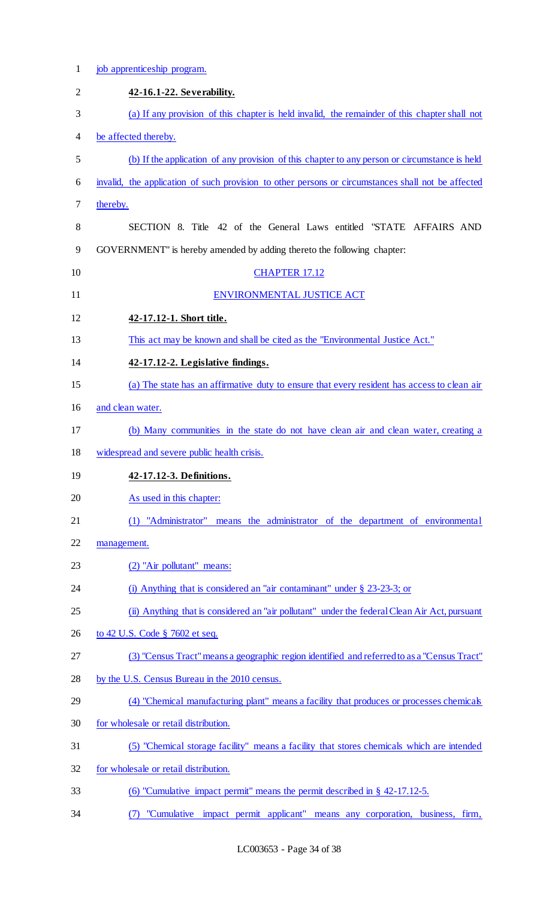job apprenticeship program.

**42-16.1-22. Severability.**

(a) If any provision of this chapter is held invalid, the remainder of this chapter shall not be affected thereby.

(b) If the application of any provision of this chapter to any person or circumstance is held invalid, the application of such provision to other persons or circumstances shall not be affected thereby.

SECTION 8. Title 42 of the General Laws entitled "STATE AFFAIRS AND GOVERNMENT" is hereby amended by adding thereto the following chapter:

CHAPTER 17.12

ENVIRONMENTAL JUSTICE ACT

**42-17.12-1. Short title.**

This act may be known and shall be cited as the "Environmental Justice Act."

**42-17.12-2. Legislative findings.**

(a) The state has an affirmative duty to ensure that every resident has access to clean air and clean water.

(b) Many communities in the state do not have clean air and clean water, creating a widespread and severe public health crisis.

**42-17.12-3. Definitions.**

As used in this chapter:

(1) "Administrator" means the administrator of the department of environmental management.

(2) "Air pollutant" means:

(i) Anything that is considered an "air contaminant" under § 23-23-3; or

(ii) Anything that is considered an "air pollutant" under the federal Clean Air Act, pursuant to 42 U.S. Code § 7602 et seq.

(3) "Census Tract" means a geographic region identified and referred to as a "Census Tract" by the U.S. Census Bureau in the 2010 census.

(4) "Chemical manufacturing plant" means a facility that produces or processes chemicals for wholesale or retail distribution.

(5) "Chemical storage facility" means a facility that stores chemicals which are intended for wholesale or retail distribution.

(6) "Cumulative impact permit" means the permit described in § 42-17.12-5.

(7) "Cumulative impact permit applicant" means any corporation, business, firm,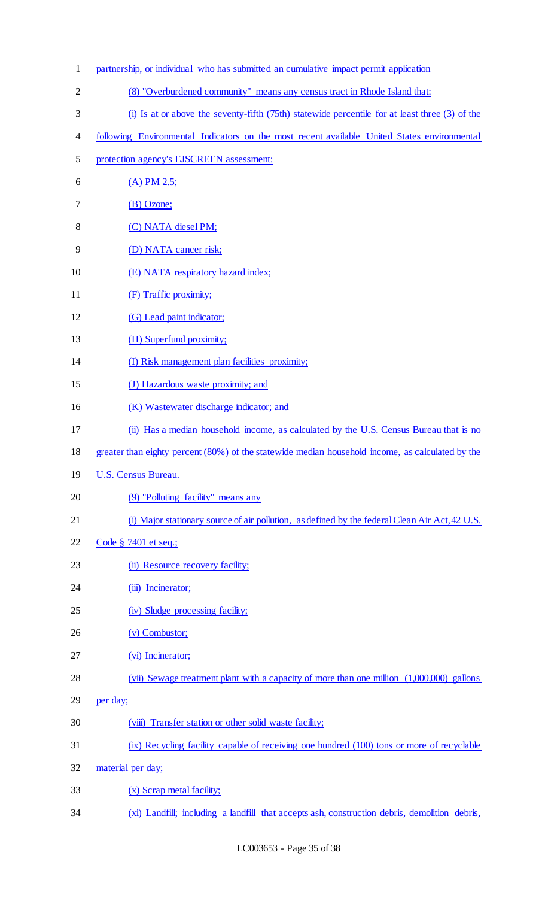partnership, or individual who has submitted an cumulative impact permit application

(8) "Overburdened community" means any census tract in Rhode Island that:

(i) Is at or above the seventy-fifth (75th) statewide percentile for at least three (3) of the following Environmental Indicators on the most recent available United States environmental protection agency's EJSCREEN assessment:

(A) PM 2.5;

(B) Ozone;

(C) NATA diesel PM;

(D) NATA cancer risk;

(E) NATA respiratory hazard index;

(F) Traffic proximity;

(G) Lead paint indicator;

(H) Superfund proximity;

(I) Risk management plan facilities proximity;

(J) Hazardous waste proximity; and

(K) Wastewater discharge indicator; and

(ii) Has a median household income, as calculated by the U.S. Census Bureau that is no greater than eighty percent (80%) of the statewide median household income, as calculated by the U.S. Census Bureau.

(9) "Polluting facility" means any

(i) Major stationary source of air pollution, as defined by the federal Clean Air Act, 42 U.S. Code § 7401 et seq.;

(ii) Resource recovery facility;

(iii) Incinerator;

(iv) Sludge processing facility;

(v) Combustor;

(vi) Incinerator;

(vii) Sewage treatment plant with a capacity of more than one million (1,000,000) gallons per day;

(viii) Transfer station or other solid waste facility;

(ix) Recycling facility capable of receiving one hundred (100) tons or more of recyclable material per day;

(x) Scrap metal facility;

(xi) Landfill; including a landfill that accepts ash, construction debris, demolition debris,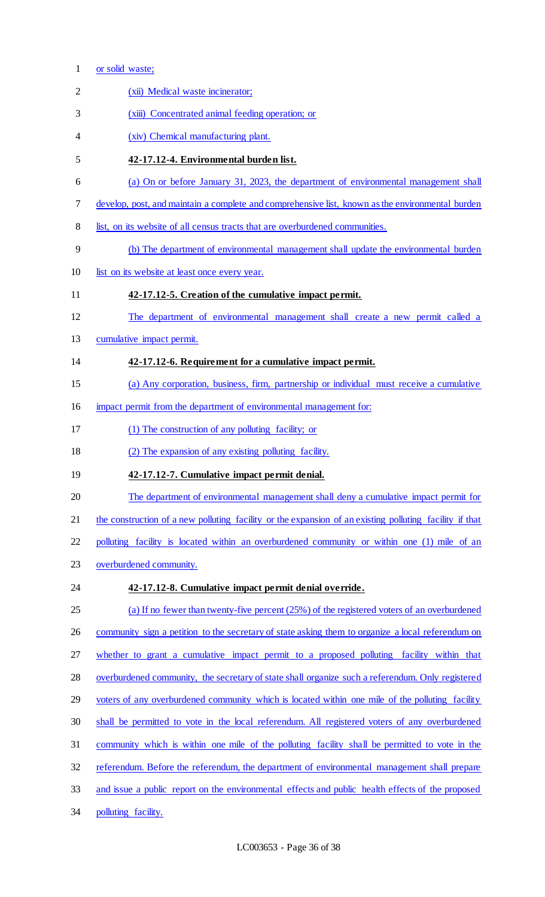or solid waste;

(xii) Medical waste incinerator;

(xiii) Concentrated animal feeding operation; or

(xiv) Chemical manufacturing plant.

**42-17.12-4. Environmental burden list.**

(a) On or before January 31, 2023, the department of environmental management shall develop, post, and maintain a complete and comprehensive list, known as the environmental burden list, on its website of all census tracts that are overburdened communities.

(b) The department of environmental management shall update the environmental burden list on its website at least once every year.

**42-17.12-5. Creation of the cumulative impact permit.**

The department of environmental management shall create a new permit called a cumulative impact permit.

**42-17.12-6. Requirement for a cumulative impact permit.**

(a) Any corporation, business, firm, partnership or individual must receive a cumulative impact permit from the department of environmental management for:

(1) The construction of any polluting facility; or

(2) The expansion of any existing polluting facility.

**42-17.12-7. Cumulative impact permit denial.**

The department of environmental management shall deny a cumulative impact permit for the construction of a new polluting facility or the expansion of an existing polluting facility if that polluting facility is located within an overburdened community or within one (1) mile of an overburdened community.

**42-17.12-8. Cumulative impact permit denial override.**

(a) If no fewer than twenty-five percent (25%) of the registered voters of an overburdened community sign a petition to the secretary of state asking them to organize a local referendum on whether to grant a cumulative impact permit to a proposed polluting facility within that overburdened community, the secretary of state shall organize such a referendum. Only registered voters of any overburdened community which is located within one mile of the polluting facility shall be permitted to vote in the local referendum. All registered voters of any overburdened community which is within one mile of the polluting facility shall be permitted to vote in the referendum. Before the referendum, the department of environmental management shall prepare and issue a public report on the environmental effects and public health effects of the proposed polluting facility.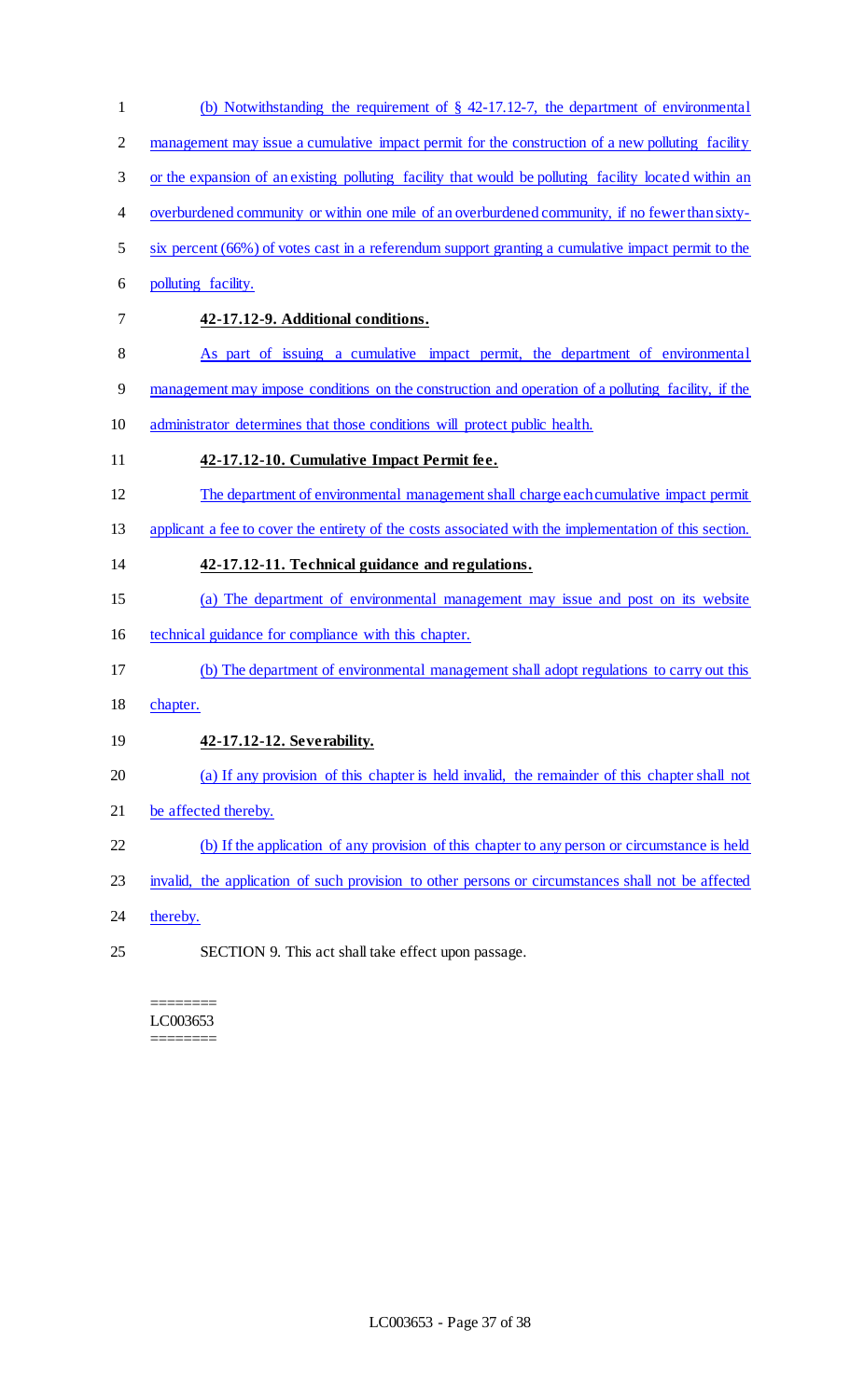(b) Notwithstanding the requirement of § 42-17.12-7, the department of environmental management may issue a cumulative impact permit for the construction of a new polluting facility or the expansion of an existing polluting facility that would be polluting facility located within an overburdened community or within one mile of an overburdened community, if no fewer than sixty-six percent (66%) of votes cast in a referendum support granting a cumulative impact permit to the polluting facility.

**42-17.12-9. Additional conditions.**

As part of issuing a cumulative impact permit, the department of environmental management may impose conditions on the construction and operation of a polluting facility, if the administrator determines that those conditions will protect public health.

**42-17.12-10. Cumulative Impact Permit fee.**

The department of environmental management shall charge each cumulative impact permit applicant a fee to cover the entirety of the costs associated with the implementation of this section.

**42-17.12-11. Technical guidance and regulations.**

(a) The department of environmental management may issue and post on its website technical guidance for compliance with this chapter.

(b) The department of environmental management shall adopt regulations to carry out this chapter.

**42-17.12-12. Severability.**

(a) If any provision of this chapter is held invalid, the remainder of this chapter shall not be affected thereby.

(b) If the application of any provision of this chapter to any person or circumstance is held invalid, the application of such provision to other persons or circumstances shall not be affected thereby.

SECTION 9. This act shall take effect upon passage.

========
LC003653
========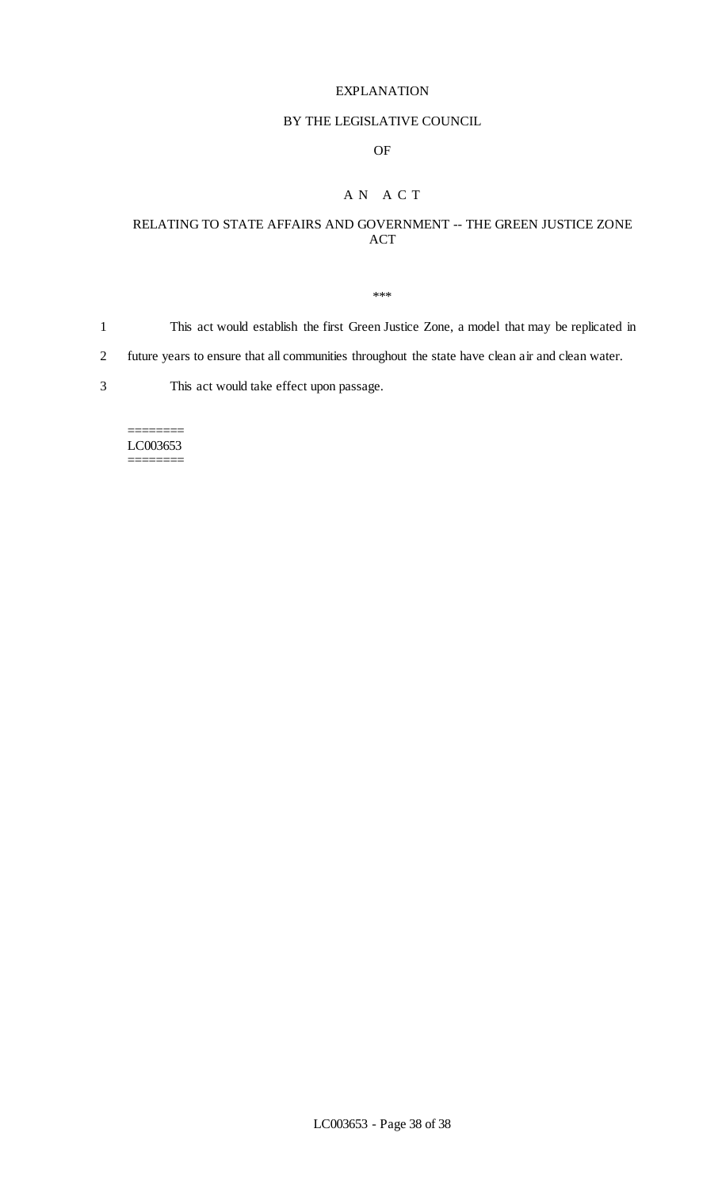EXPLANATION

BY THE LEGISLATIVE COUNCIL

OF

A N A C T

RELATING TO STATE AFFAIRS AND GOVERNMENT -- THE GREEN JUSTICE ZONE ACT

\*\*\*

This act would establish the first Green Justice Zone, a model that may be replicated in future years to ensure that all communities throughout the state have clean air and clean water.

This act would take effect upon passage.

========
LC003653
========